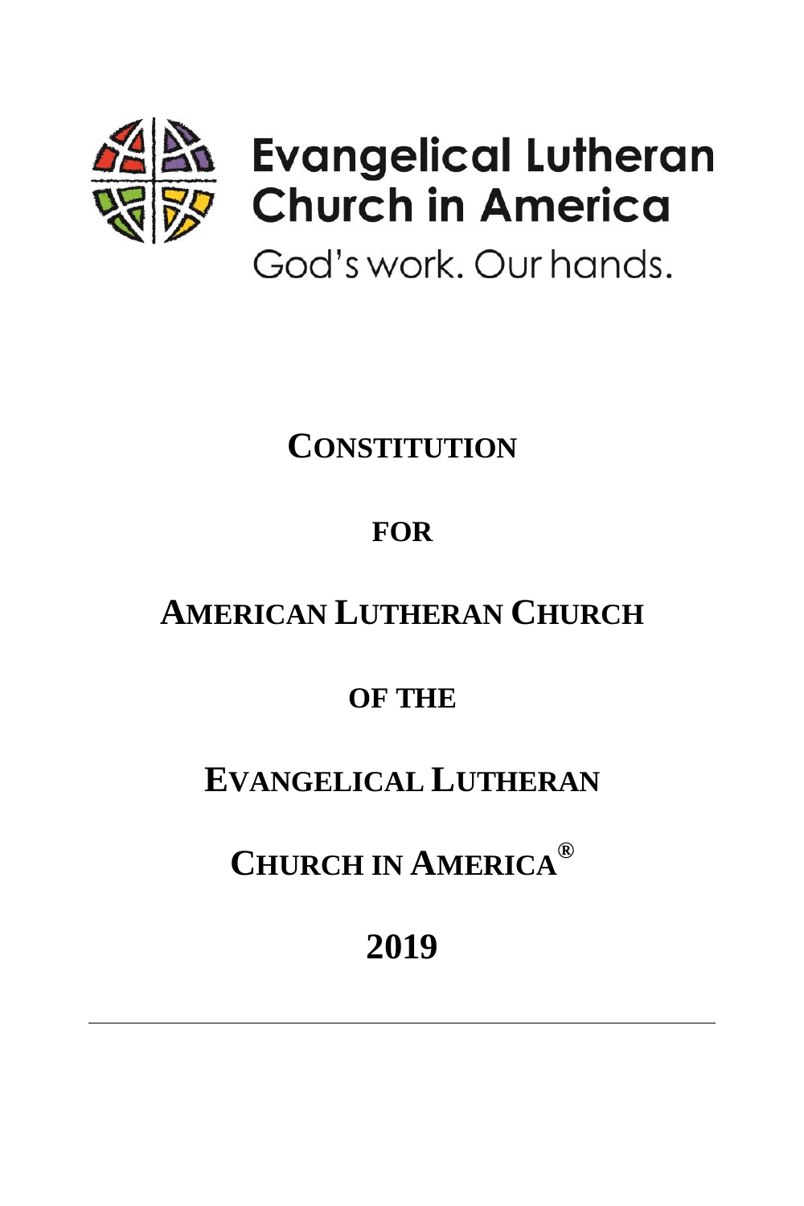Evangelical Lutheran Church in America

God's work. Our hands.

# CONSTITUTION

# FOR

# AMERICAN LUTHERAN CHURCH

# OF THE

# EVANGELICAL LUTHERAN

# CHURCH IN AMERICA®

# 2019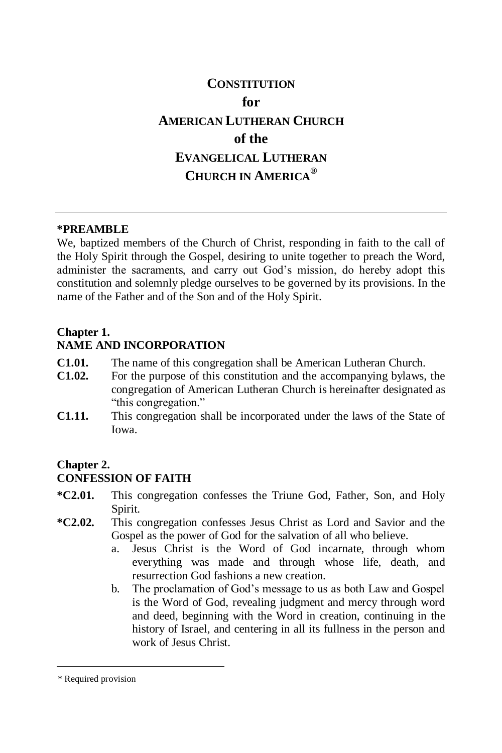# CONSTITUTION for AMERICAN LUTHERAN CHURCH of the EVANGELICAL LUTHERAN CHURCH IN AMERICA®

---

**\*PREAMBLE**

We, baptized members of the Church of Christ, responding in faith to the call of the Holy Spirit through the Gospel, desiring to unite together to preach the Word, administer the sacraments, and carry out God's mission, do hereby adopt this constitution and solemnly pledge ourselves to be governed by its provisions. In the name of the Father and of the Son and of the Holy Spirit.

## Chapter 1. NAME AND INCORPORATION

**C1.01.** The name of this congregation shall be American Lutheran Church.

**C1.02.** For the purpose of this constitution and the accompanying bylaws, the congregation of American Lutheran Church is hereinafter designated as "this congregation."

**C1.11.** This congregation shall be incorporated under the laws of the State of Iowa.

## Chapter 2. CONFESSION OF FAITH

**\*C2.01.** This congregation confesses the Triune God, Father, Son, and Holy Spirit.

**\*C2.02.** This congregation confesses Jesus Christ as Lord and Savior and the Gospel as the power of God for the salvation of all who believe.

a. Jesus Christ is the Word of God incarnate, through whom everything was made and through whose life, death, and resurrection God fashions a new creation.

b. The proclamation of God's message to us as both Law and Gospel is the Word of God, revealing judgment and mercy through word and deed, beginning with the Word in creation, continuing in the history of Israel, and centering in all its fullness in the person and work of Jesus Christ.

---

\* Required provision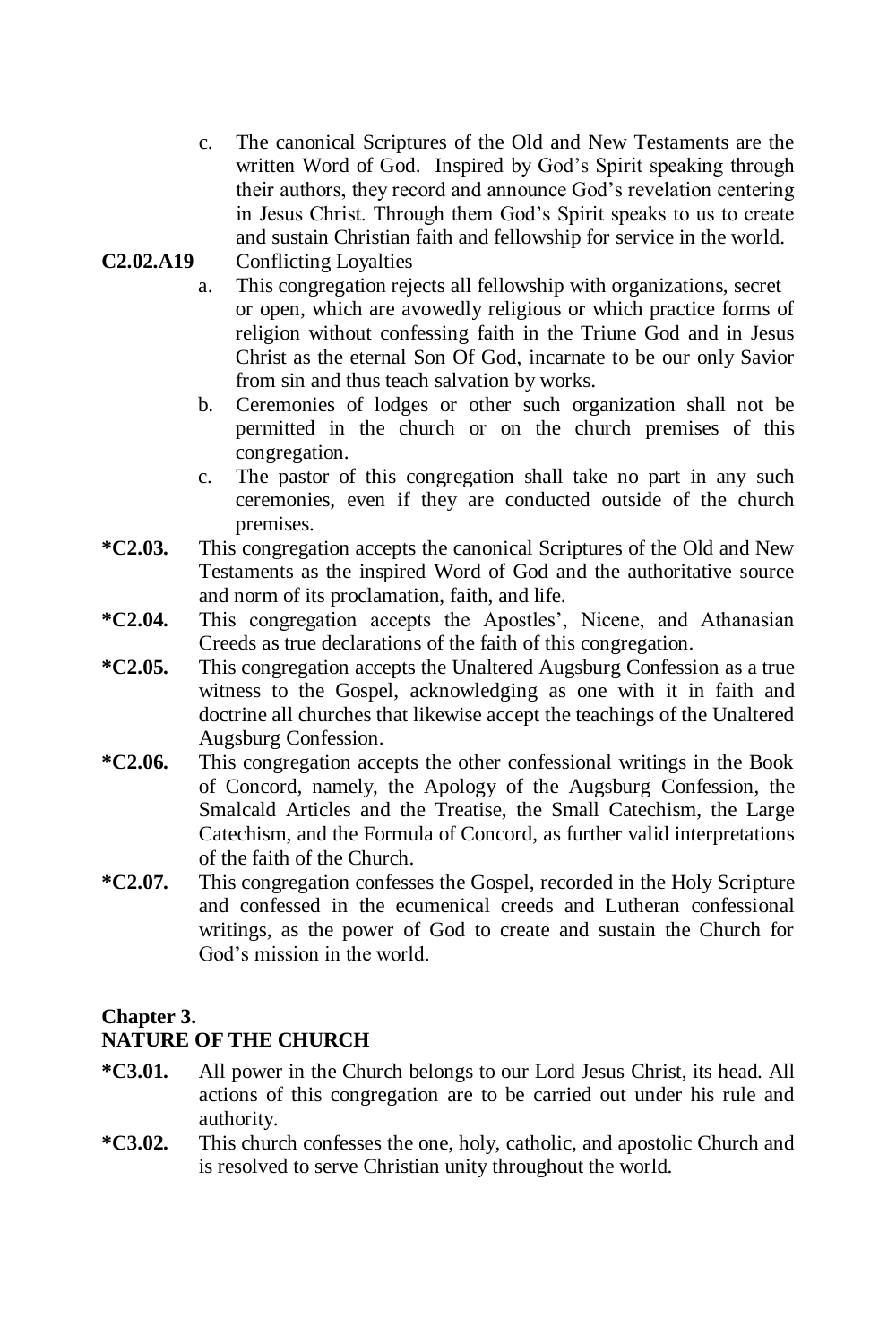c. The canonical Scriptures of the Old and New Testaments are the written Word of God. Inspired by God's Spirit speaking through their authors, they record and announce God's revelation centering in Jesus Christ. Through them God's Spirit speaks to us to create and sustain Christian faith and fellowship for service in the world.

**C2.02.A19** Conflicting Loyalties

a. This congregation rejects all fellowship with organizations, secret or open, which are avowedly religious or which practice forms of religion without confessing faith in the Triune God and in Jesus Christ as the eternal Son Of God, incarnate to be our only Savior from sin and thus teach salvation by works.

b. Ceremonies of lodges or other such organization shall not be permitted in the church or on the church premises of this congregation.

c. The pastor of this congregation shall take no part in any such ceremonies, even if they are conducted outside of the church premises.

**\*C2.03.** This congregation accepts the canonical Scriptures of the Old and New Testaments as the inspired Word of God and the authoritative source and norm of its proclamation, faith, and life.

**\*C2.04.** This congregation accepts the Apostles', Nicene, and Athanasian Creeds as true declarations of the faith of this congregation.

**\*C2.05.** This congregation accepts the Unaltered Augsburg Confession as a true witness to the Gospel, acknowledging as one with it in faith and doctrine all churches that likewise accept the teachings of the Unaltered Augsburg Confession.

**\*C2.06.** This congregation accepts the other confessional writings in the Book of Concord, namely, the Apology of the Augsburg Confession, the Smalcald Articles and the Treatise, the Small Catechism, the Large Catechism, and the Formula of Concord, as further valid interpretations of the faith of the Church.

**\*C2.07.** This congregation confesses the Gospel, recorded in the Holy Scripture and confessed in the ecumenical creeds and Lutheran confessional writings, as the power of God to create and sustain the Church for God's mission in the world.

## Chapter 3.
## NATURE OF THE CHURCH

**\*C3.01.** All power in the Church belongs to our Lord Jesus Christ, its head. All actions of this congregation are to be carried out under his rule and authority.

**\*C3.02.** This church confesses the one, holy, catholic, and apostolic Church and is resolved to serve Christian unity throughout the world.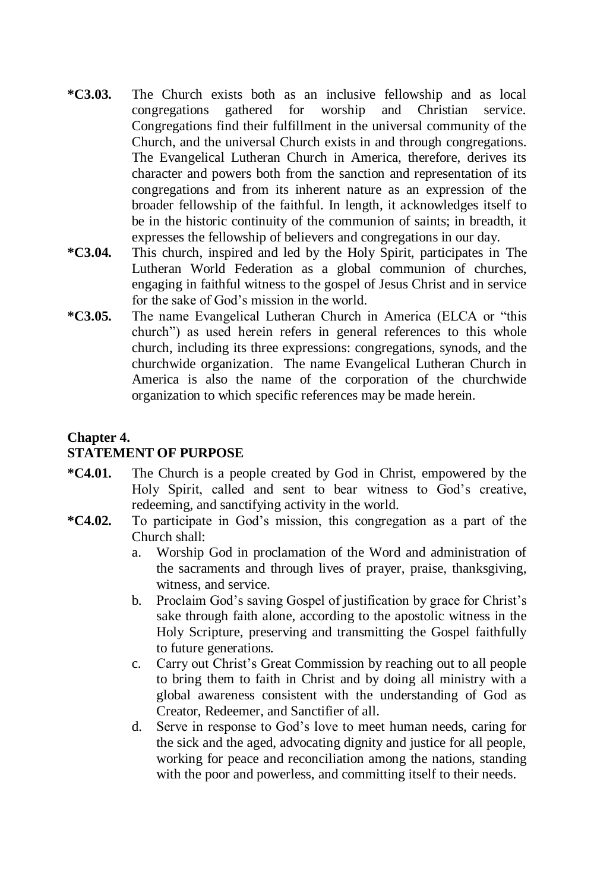**\*C3.03.** The Church exists both as an inclusive fellowship and as local congregations gathered for worship and Christian service. Congregations find their fulfillment in the universal community of the Church, and the universal Church exists in and through congregations. The Evangelical Lutheran Church in America, therefore, derives its character and powers both from the sanction and representation of its congregations and from its inherent nature as an expression of the broader fellowship of the faithful. In length, it acknowledges itself to be in the historic continuity of the communion of saints; in breadth, it expresses the fellowship of believers and congregations in our day.

**\*C3.04.** This church, inspired and led by the Holy Spirit, participates in The Lutheran World Federation as a global communion of churches, engaging in faithful witness to the gospel of Jesus Christ and in service for the sake of God's mission in the world.

**\*C3.05.** The name Evangelical Lutheran Church in America (ELCA or "this church") as used herein refers in general references to this whole church, including its three expressions: congregations, synods, and the churchwide organization. The name Evangelical Lutheran Church in America is also the name of the corporation of the churchwide organization to which specific references may be made herein.

## Chapter 4.
## STATEMENT OF PURPOSE

**\*C4.01.** The Church is a people created by God in Christ, empowered by the Holy Spirit, called and sent to bear witness to God's creative, redeeming, and sanctifying activity in the world.

**\*C4.02.** To participate in God's mission, this congregation as a part of the Church shall:

a. Worship God in proclamation of the Word and administration of the sacraments and through lives of prayer, praise, thanksgiving, witness, and service.

b. Proclaim God's saving Gospel of justification by grace for Christ's sake through faith alone, according to the apostolic witness in the Holy Scripture, preserving and transmitting the Gospel faithfully to future generations.

c. Carry out Christ's Great Commission by reaching out to all people to bring them to faith in Christ and by doing all ministry with a global awareness consistent with the understanding of God as Creator, Redeemer, and Sanctifier of all.

d. Serve in response to God's love to meet human needs, caring for the sick and the aged, advocating dignity and justice for all people, working for peace and reconciliation among the nations, standing with the poor and powerless, and committing itself to their needs.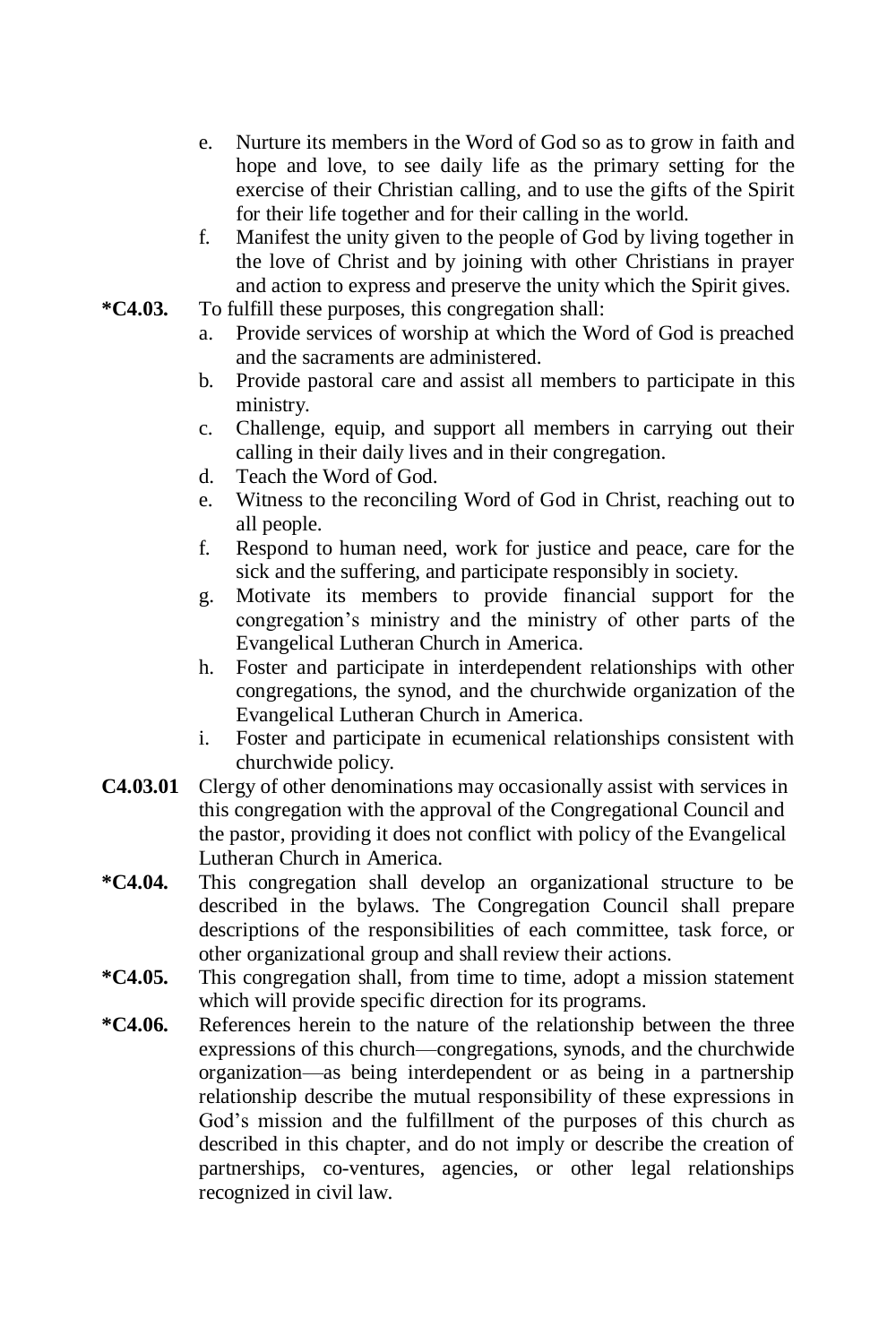e. Nurture its members in the Word of God so as to grow in faith and hope and love, to see daily life as the primary setting for the exercise of their Christian calling, and to use the gifts of the Spirit for their life together and for their calling in the world.

f. Manifest the unity given to the people of God by living together in the love of Christ and by joining with other Christians in prayer and action to express and preserve the unity which the Spirit gives.

**\*C4.03.** To fulfill these purposes, this congregation shall:

a. Provide services of worship at which the Word of God is preached and the sacraments are administered.

b. Provide pastoral care and assist all members to participate in this ministry.

c. Challenge, equip, and support all members in carrying out their calling in their daily lives and in their congregation.

d. Teach the Word of God.

e. Witness to the reconciling Word of God in Christ, reaching out to all people.

f. Respond to human need, work for justice and peace, care for the sick and the suffering, and participate responsibly in society.

g. Motivate its members to provide financial support for the congregation's ministry and the ministry of other parts of the Evangelical Lutheran Church in America.

h. Foster and participate in interdependent relationships with other congregations, the synod, and the churchwide organization of the Evangelical Lutheran Church in America.

i. Foster and participate in ecumenical relationships consistent with churchwide policy.

**C4.03.01** Clergy of other denominations may occasionally assist with services in this congregation with the approval of the Congregational Council and the pastor, providing it does not conflict with policy of the Evangelical Lutheran Church in America.

**\*C4.04.** This congregation shall develop an organizational structure to be described in the bylaws. The Congregation Council shall prepare descriptions of the responsibilities of each committee, task force, or other organizational group and shall review their actions.

**\*C4.05.** This congregation shall, from time to time, adopt a mission statement which will provide specific direction for its programs.

**\*C4.06.** References herein to the nature of the relationship between the three expressions of this church—congregations, synods, and the churchwide organization—as being interdependent or as being in a partnership relationship describe the mutual responsibility of these expressions in God's mission and the fulfillment of the purposes of this church as described in this chapter, and do not imply or describe the creation of partnerships, co-ventures, agencies, or other legal relationships recognized in civil law.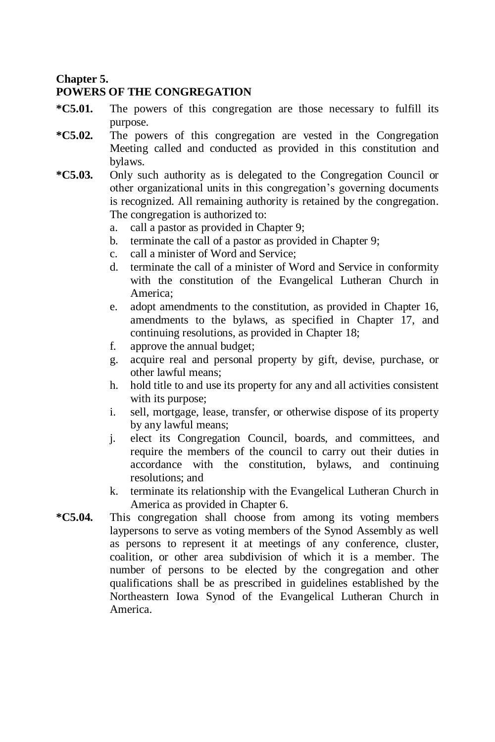## Chapter 5.
## POWERS OF THE CONGREGATION

**\*C5.01.** The powers of this congregation are those necessary to fulfill its purpose.

**\*C5.02.** The powers of this congregation are vested in the Congregation Meeting called and conducted as provided in this constitution and bylaws.

**\*C5.03.** Only such authority as is delegated to the Congregation Council or other organizational units in this congregation's governing documents is recognized. All remaining authority is retained by the congregation. The congregation is authorized to:

a. call a pastor as provided in Chapter 9;
b. terminate the call of a pastor as provided in Chapter 9;
c. call a minister of Word and Service;
d. terminate the call of a minister of Word and Service in conformity with the constitution of the Evangelical Lutheran Church in America;
e. adopt amendments to the constitution, as provided in Chapter 16, amendments to the bylaws, as specified in Chapter 17, and continuing resolutions, as provided in Chapter 18;
f. approve the annual budget;
g. acquire real and personal property by gift, devise, purchase, or other lawful means;
h. hold title to and use its property for any and all activities consistent with its purpose;
i. sell, mortgage, lease, transfer, or otherwise dispose of its property by any lawful means;
j. elect its Congregation Council, boards, and committees, and require the members of the council to carry out their duties in accordance with the constitution, bylaws, and continuing resolutions; and
k. terminate its relationship with the Evangelical Lutheran Church in America as provided in Chapter 6.

**\*C5.04.** This congregation shall choose from among its voting members laypersons to serve as voting members of the Synod Assembly as well as persons to represent it at meetings of any conference, cluster, coalition, or other area subdivision of which it is a member. The number of persons to be elected by the congregation and other qualifications shall be as prescribed in guidelines established by the Northeastern Iowa Synod of the Evangelical Lutheran Church in America.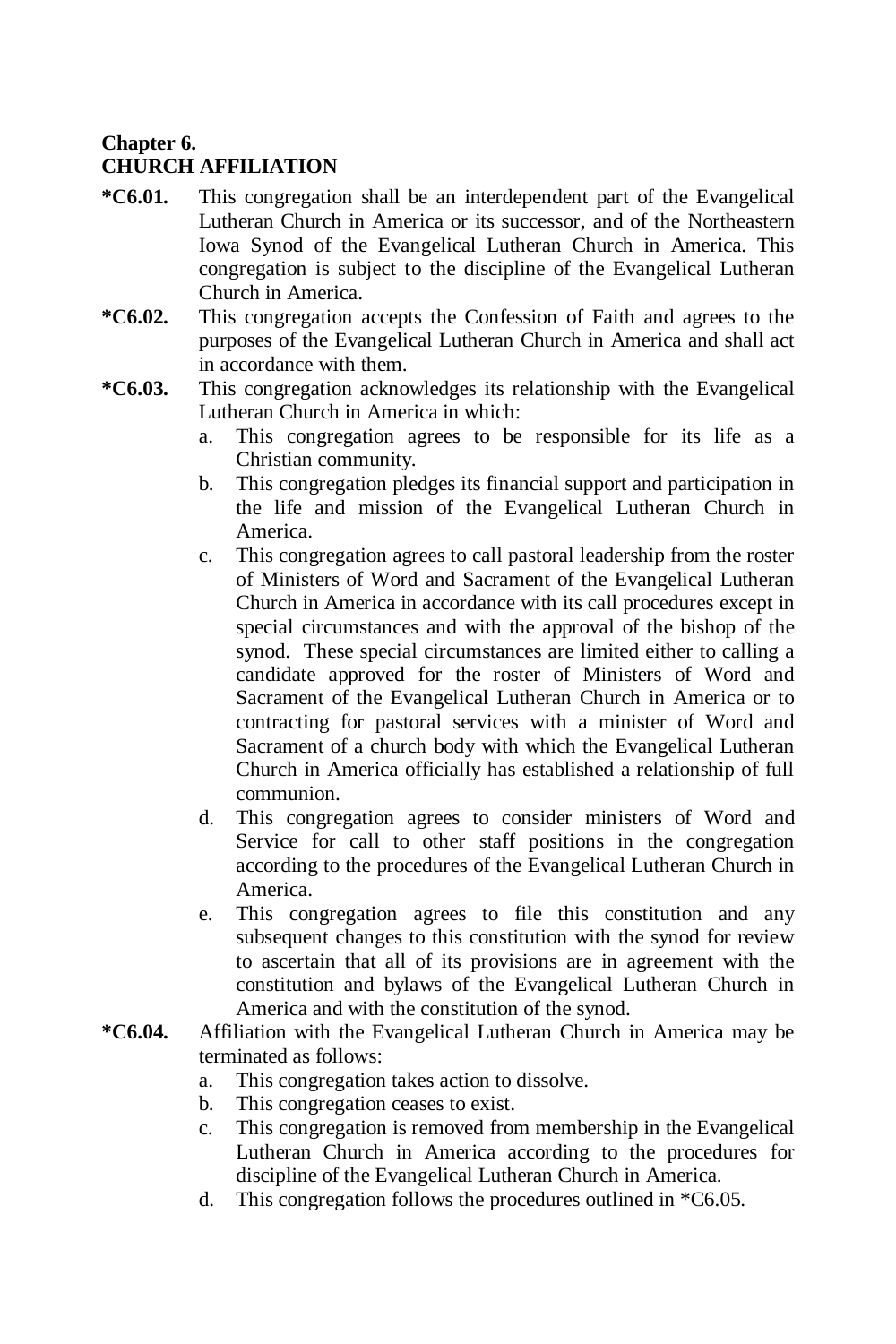## Chapter 6.
## CHURCH AFFILIATION

**\*C6.01.** This congregation shall be an interdependent part of the Evangelical Lutheran Church in America or its successor, and of the Northeastern Iowa Synod of the Evangelical Lutheran Church in America. This congregation is subject to the discipline of the Evangelical Lutheran Church in America.

**\*C6.02.** This congregation accepts the Confession of Faith and agrees to the purposes of the Evangelical Lutheran Church in America and shall act in accordance with them.

**\*C6.03.** This congregation acknowledges its relationship with the Evangelical Lutheran Church in America in which:

a. This congregation agrees to be responsible for its life as a Christian community.

b. This congregation pledges its financial support and participation in the life and mission of the Evangelical Lutheran Church in America.

c. This congregation agrees to call pastoral leadership from the roster of Ministers of Word and Sacrament of the Evangelical Lutheran Church in America in accordance with its call procedures except in special circumstances and with the approval of the bishop of the synod. These special circumstances are limited either to calling a candidate approved for the roster of Ministers of Word and Sacrament of the Evangelical Lutheran Church in America or to contracting for pastoral services with a minister of Word and Sacrament of a church body with which the Evangelical Lutheran Church in America officially has established a relationship of full communion.

d. This congregation agrees to consider ministers of Word and Service for call to other staff positions in the congregation according to the procedures of the Evangelical Lutheran Church in America.

e. This congregation agrees to file this constitution and any subsequent changes to this constitution with the synod for review to ascertain that all of its provisions are in agreement with the constitution and bylaws of the Evangelical Lutheran Church in America and with the constitution of the synod.

**\*C6.04.** Affiliation with the Evangelical Lutheran Church in America may be terminated as follows:

a. This congregation takes action to dissolve.

b. This congregation ceases to exist.

c. This congregation is removed from membership in the Evangelical Lutheran Church in America according to the procedures for discipline of the Evangelical Lutheran Church in America.

d. This congregation follows the procedures outlined in *C6.05.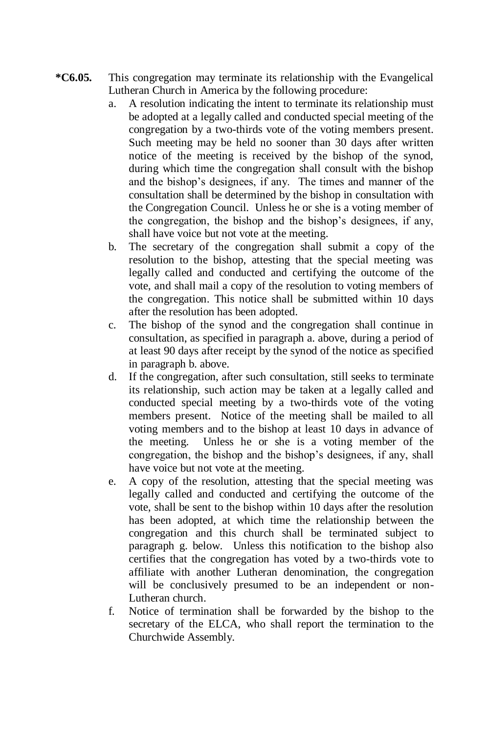**\*C6.05.** This congregation may terminate its relationship with the Evangelical Lutheran Church in America by the following procedure:

a. A resolution indicating the intent to terminate its relationship must be adopted at a legally called and conducted special meeting of the congregation by a two-thirds vote of the voting members present. Such meeting may be held no sooner than 30 days after written notice of the meeting is received by the bishop of the synod, during which time the congregation shall consult with the bishop and the bishop's designees, if any. The times and manner of the consultation shall be determined by the bishop in consultation with the Congregation Council. Unless he or she is a voting member of the congregation, the bishop and the bishop's designees, if any, shall have voice but not vote at the meeting.

b. The secretary of the congregation shall submit a copy of the resolution to the bishop, attesting that the special meeting was legally called and conducted and certifying the outcome of the vote, and shall mail a copy of the resolution to voting members of the congregation. This notice shall be submitted within 10 days after the resolution has been adopted.

c. The bishop of the synod and the congregation shall continue in consultation, as specified in paragraph a. above, during a period of at least 90 days after receipt by the synod of the notice as specified in paragraph b. above.

d. If the congregation, after such consultation, still seeks to terminate its relationship, such action may be taken at a legally called and conducted special meeting by a two-thirds vote of the voting members present. Notice of the meeting shall be mailed to all voting members and to the bishop at least 10 days in advance of the meeting. Unless he or she is a voting member of the congregation, the bishop and the bishop's designees, if any, shall have voice but not vote at the meeting.

e. A copy of the resolution, attesting that the special meeting was legally called and conducted and certifying the outcome of the vote, shall be sent to the bishop within 10 days after the resolution has been adopted, at which time the relationship between the congregation and this church shall be terminated subject to paragraph g. below. Unless this notification to the bishop also certifies that the congregation has voted by a two-thirds vote to affiliate with another Lutheran denomination, the congregation will be conclusively presumed to be an independent or non-Lutheran church.

f. Notice of termination shall be forwarded by the bishop to the secretary of the ELCA, who shall report the termination to the Churchwide Assembly.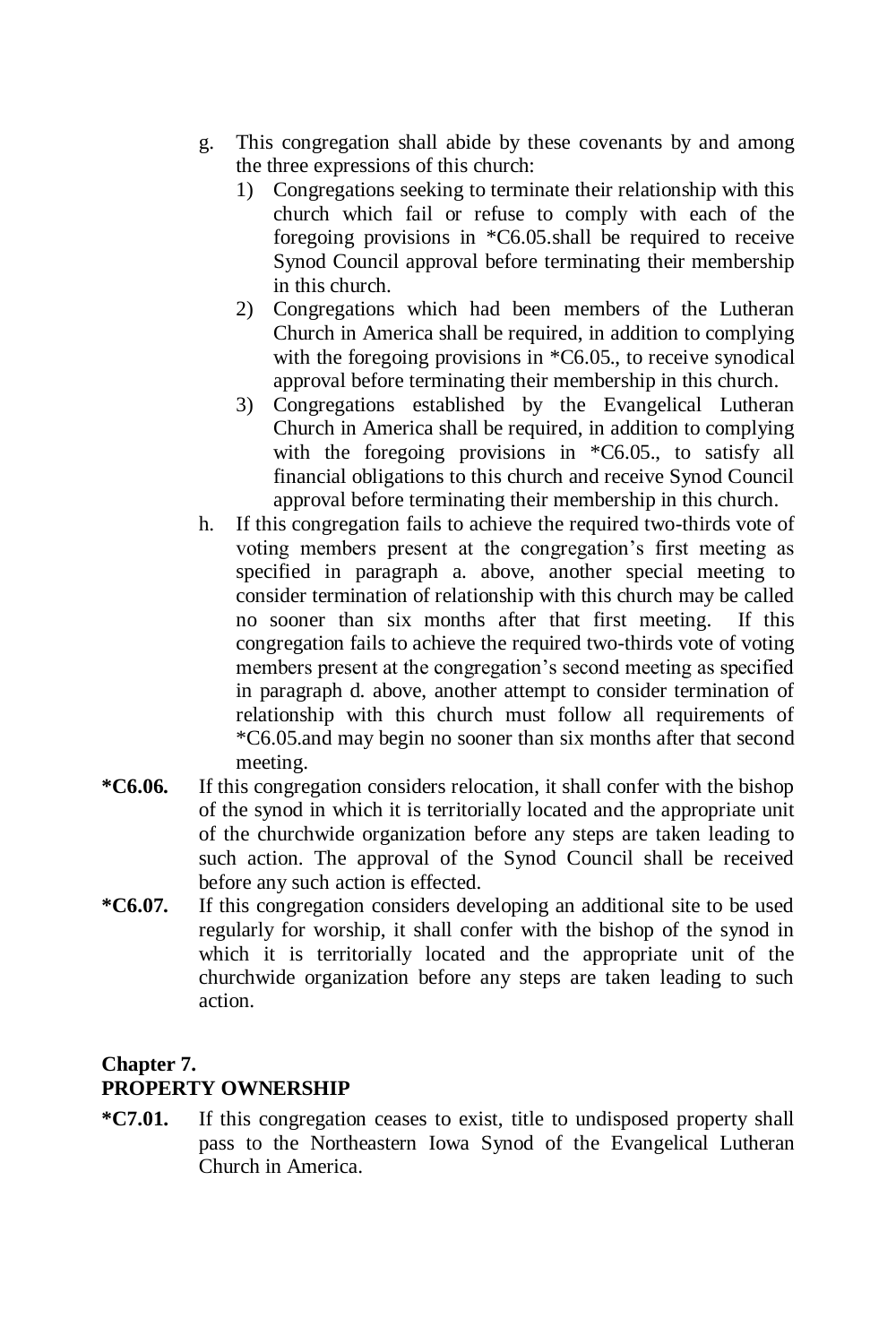g. This congregation shall abide by these covenants by and among the three expressions of this church:
   1) Congregations seeking to terminate their relationship with this church which fail or refuse to comply with each of the foregoing provisions in *C6.05.shall be required to receive Synod Council approval before terminating their membership in this church.
   2) Congregations which had been members of the Lutheran Church in America shall be required, in addition to complying with the foregoing provisions in *C6.05., to receive synodical approval before terminating their membership in this church.
   3) Congregations established by the Evangelical Lutheran Church in America shall be required, in addition to complying with the foregoing provisions in *C6.05., to satisfy all financial obligations to this church and receive Synod Council approval before terminating their membership in this church.

h. If this congregation fails to achieve the required two-thirds vote of voting members present at the congregation's first meeting as specified in paragraph a. above, another special meeting to consider termination of relationship with this church may be called no sooner than six months after that first meeting. If this congregation fails to achieve the required two-thirds vote of voting members present at the congregation's second meeting as specified in paragraph d. above, another attempt to consider termination of relationship with this church must follow all requirements of *C6.05.and may begin no sooner than six months after that second meeting.

**\*C6.06.** If this congregation considers relocation, it shall confer with the bishop of the synod in which it is territorially located and the appropriate unit of the churchwide organization before any steps are taken leading to such action. The approval of the Synod Council shall be received before any such action is effected.

**\*C6.07.** If this congregation considers developing an additional site to be used regularly for worship, it shall confer with the bishop of the synod in which it is territorially located and the appropriate unit of the churchwide organization before any steps are taken leading to such action.

## Chapter 7.
## PROPERTY OWNERSHIP

**\*C7.01.** If this congregation ceases to exist, title to undisposed property shall pass to the Northeastern Iowa Synod of the Evangelical Lutheran Church in America.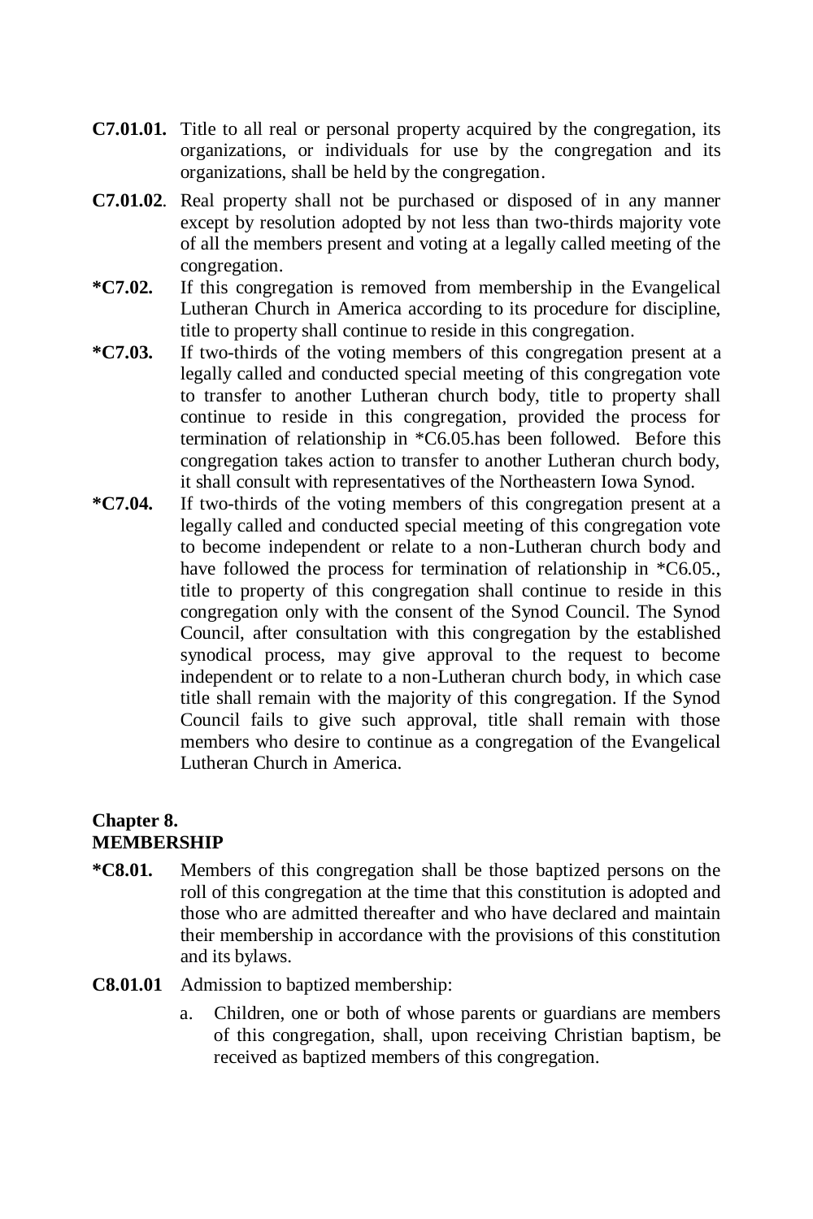**C7.01.01.** Title to all real or personal property acquired by the congregation, its organizations, or individuals for use by the congregation and its organizations, shall be held by the congregation.

**C7.01.02**. Real property shall not be purchased or disposed of in any manner except by resolution adopted by not less than two-thirds majority vote of all the members present and voting at a legally called meeting of the congregation.

***C7.02.** If this congregation is removed from membership in the Evangelical Lutheran Church in America according to its procedure for discipline, title to property shall continue to reside in this congregation.

***C7.03.** If two-thirds of the voting members of this congregation present at a legally called and conducted special meeting of this congregation vote to transfer to another Lutheran church body, title to property shall continue to reside in this congregation, provided the process for termination of relationship in *C6.05.has been followed. Before this congregation takes action to transfer to another Lutheran church body, it shall consult with representatives of the Northeastern Iowa Synod.

***C7.04.** If two-thirds of the voting members of this congregation present at a legally called and conducted special meeting of this congregation vote to become independent or relate to a non-Lutheran church body and have followed the process for termination of relationship in *C6.05., title to property of this congregation shall continue to reside in this congregation only with the consent of the Synod Council. The Synod Council, after consultation with this congregation by the established synodical process, may give approval to the request to become independent or to relate to a non-Lutheran church body, in which case title shall remain with the majority of this congregation. If the Synod Council fails to give such approval, title shall remain with those members who desire to continue as a congregation of the Evangelical Lutheran Church in America.

## Chapter 8.
## MEMBERSHIP

***C8.01.** Members of this congregation shall be those baptized persons on the roll of this congregation at the time that this constitution is adopted and those who are admitted thereafter and who have declared and maintain their membership in accordance with the provisions of this constitution and its bylaws.

**C8.01.01** Admission to baptized membership:

a. Children, one or both of whose parents or guardians are members of this congregation, shall, upon receiving Christian baptism, be received as baptized members of this congregation.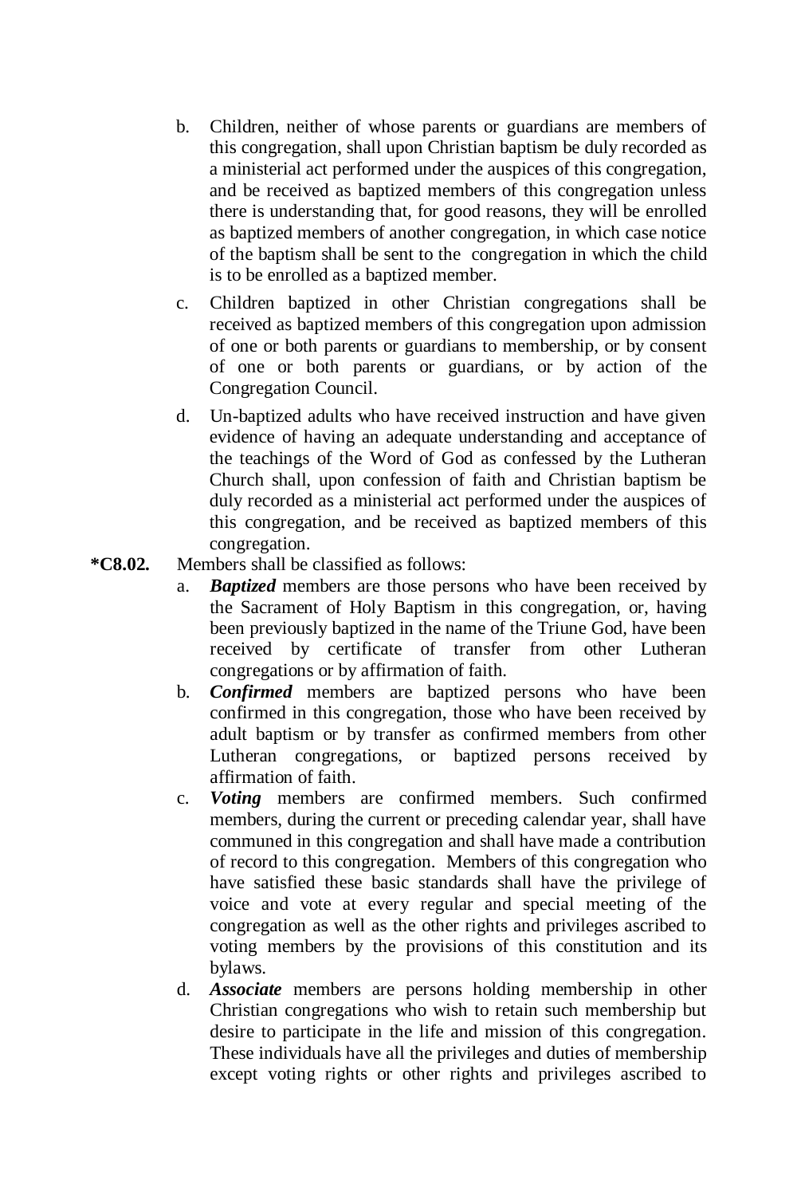b. Children, neither of whose parents or guardians are members of this congregation, shall upon Christian baptism be duly recorded as a ministerial act performed under the auspices of this congregation, and be received as baptized members of this congregation unless there is understanding that, for good reasons, they will be enrolled as baptized members of another congregation, in which case notice of the baptism shall be sent to the congregation in which the child is to be enrolled as a baptized member.

c. Children baptized in other Christian congregations shall be received as baptized members of this congregation upon admission of one or both parents or guardians to membership, or by consent of one or both parents or guardians, or by action of the Congregation Council.

d. Un-baptized adults who have received instruction and have given evidence of having an adequate understanding and acceptance of the teachings of the Word of God as confessed by the Lutheran Church shall, upon confession of faith and Christian baptism be duly recorded as a ministerial act performed under the auspices of this congregation, and be received as baptized members of this congregation.

**\*C8.02.** Members shall be classified as follows:

a. ***Baptized*** members are those persons who have been received by the Sacrament of Holy Baptism in this congregation, or, having been previously baptized in the name of the Triune God, have been received by certificate of transfer from other Lutheran congregations or by affirmation of faith.

b. ***Confirmed*** members are baptized persons who have been confirmed in this congregation, those who have been received by adult baptism or by transfer as confirmed members from other Lutheran congregations, or baptized persons received by affirmation of faith.

c. ***Voting*** members are confirmed members. Such confirmed members, during the current or preceding calendar year, shall have communed in this congregation and shall have made a contribution of record to this congregation. Members of this congregation who have satisfied these basic standards shall have the privilege of voice and vote at every regular and special meeting of the congregation as well as the other rights and privileges ascribed to voting members by the provisions of this constitution and its bylaws.

d. ***Associate*** members are persons holding membership in other Christian congregations who wish to retain such membership but desire to participate in the life and mission of this congregation. These individuals have all the privileges and duties of membership except voting rights or other rights and privileges ascribed to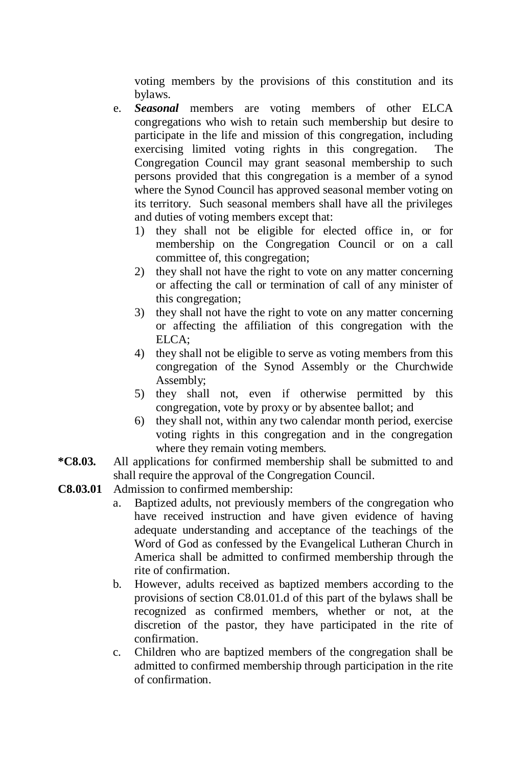voting members by the provisions of this constitution and its bylaws.

e. ***Seasonal*** members are voting members of other ELCA congregations who wish to retain such membership but desire to participate in the life and mission of this congregation, including exercising limited voting rights in this congregation. The Congregation Council may grant seasonal membership to such persons provided that this congregation is a member of a synod where the Synod Council has approved seasonal member voting on its territory. Such seasonal members shall have all the privileges and duties of voting members except that:
   1) they shall not be eligible for elected office in, or for membership on the Congregation Council or on a call committee of, this congregation;
   2) they shall not have the right to vote on any matter concerning or affecting the call or termination of call of any minister of this congregation;
   3) they shall not have the right to vote on any matter concerning or affecting the affiliation of this congregation with the ELCA;
   4) they shall not be eligible to serve as voting members from this congregation of the Synod Assembly or the Churchwide Assembly;
   5) they shall not, even if otherwise permitted by this congregation, vote by proxy or by absentee ballot; and
   6) they shall not, within any two calendar month period, exercise voting rights in this congregation and in the congregation where they remain voting members.

**\*C8.03.** All applications for confirmed membership shall be submitted to and shall require the approval of the Congregation Council.

**C8.03.01** Admission to confirmed membership:

a. Baptized adults, not previously members of the congregation who have received instruction and have given evidence of having adequate understanding and acceptance of the teachings of the Word of God as confessed by the Evangelical Lutheran Church in America shall be admitted to confirmed membership through the rite of confirmation.

b. However, adults received as baptized members according to the provisions of section C8.01.01.d of this part of the bylaws shall be recognized as confirmed members, whether or not, at the discretion of the pastor, they have participated in the rite of confirmation.

c. Children who are baptized members of the congregation shall be admitted to confirmed membership through participation in the rite of confirmation.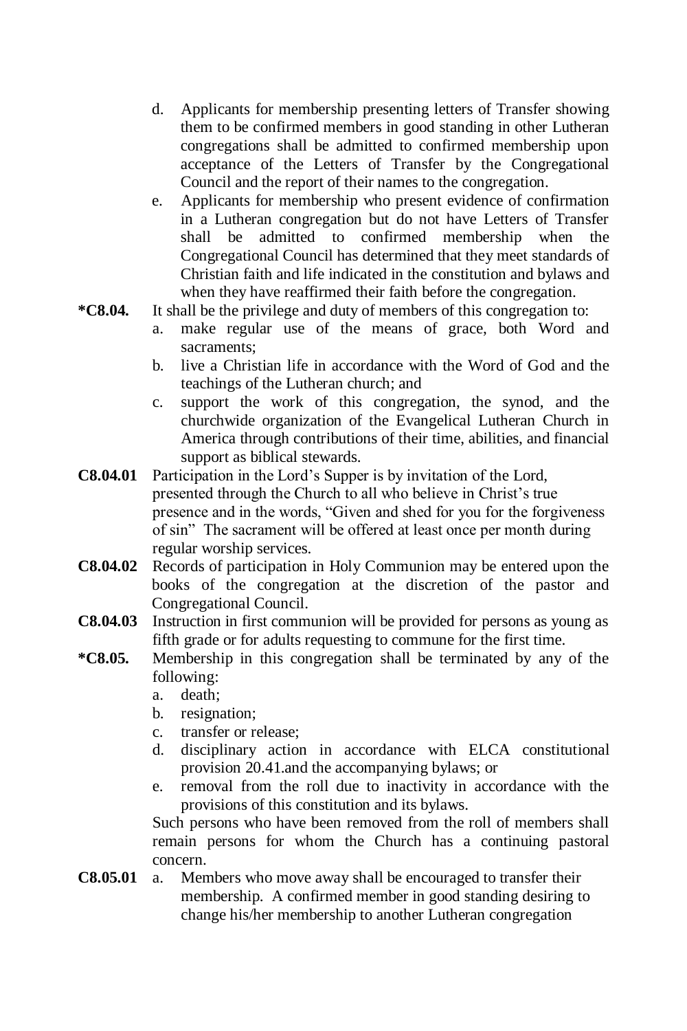d. Applicants for membership presenting letters of Transfer showing them to be confirmed members in good standing in other Lutheran congregations shall be admitted to confirmed membership upon acceptance of the Letters of Transfer by the Congregational Council and the report of their names to the congregation.

e. Applicants for membership who present evidence of confirmation in a Lutheran congregation but do not have Letters of Transfer shall be admitted to confirmed membership when the Congregational Council has determined that they meet standards of Christian faith and life indicated in the constitution and bylaws and when they have reaffirmed their faith before the congregation.

**\*C8.04.** It shall be the privilege and duty of members of this congregation to:

a. make regular use of the means of grace, both Word and sacraments;

b. live a Christian life in accordance with the Word of God and the teachings of the Lutheran church; and

c. support the work of this congregation, the synod, and the churchwide organization of the Evangelical Lutheran Church in America through contributions of their time, abilities, and financial support as biblical stewards.

**C8.04.01** Participation in the Lord's Supper is by invitation of the Lord, presented through the Church to all who believe in Christ's true presence and in the words, "Given and shed for you for the forgiveness of sin" The sacrament will be offered at least once per month during regular worship services.

**C8.04.02** Records of participation in Holy Communion may be entered upon the books of the congregation at the discretion of the pastor and Congregational Council.

**C8.04.03** Instruction in first communion will be provided for persons as young as fifth grade or for adults requesting to commune for the first time.

**\*C8.05.** Membership in this congregation shall be terminated by any of the following:

a. death;

b. resignation;

c. transfer or release;

d. disciplinary action in accordance with ELCA constitutional provision 20.41.and the accompanying bylaws; or

e. removal from the roll due to inactivity in accordance with the provisions of this constitution and its bylaws.

Such persons who have been removed from the roll of members shall remain persons for whom the Church has a continuing pastoral concern.

**C8.05.01** a. Members who move away shall be encouraged to transfer their membership. A confirmed member in good standing desiring to change his/her membership to another Lutheran congregation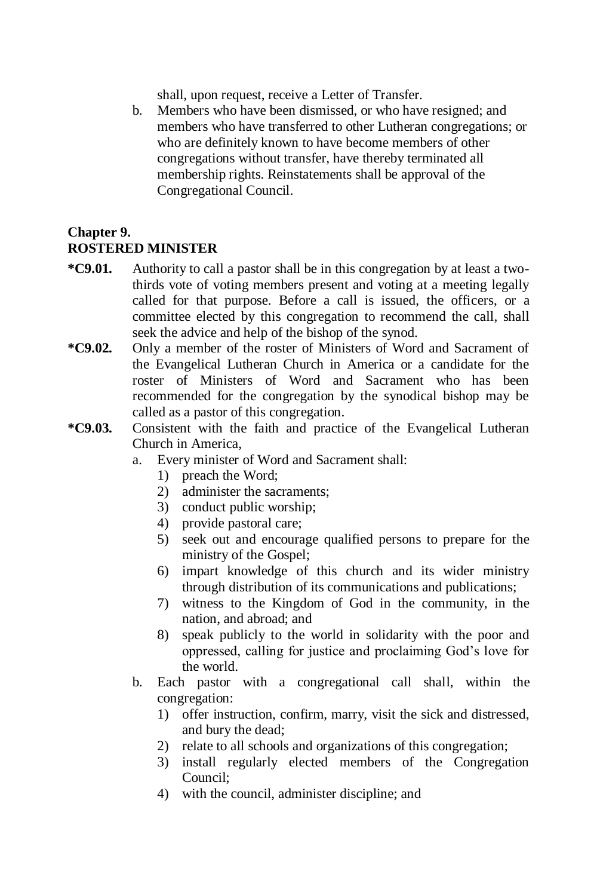shall, upon request, receive a Letter of Transfer.

b. Members who have been dismissed, or who have resigned; and members who have transferred to other Lutheran congregations; or who are definitely known to have become members of other congregations without transfer, have thereby terminated all membership rights. Reinstatements shall be approval of the Congregational Council.

## Chapter 9.
## ROSTERED MINISTER

**\*C9.01.** Authority to call a pastor shall be in this congregation by at least a two-thirds vote of voting members present and voting at a meeting legally called for that purpose. Before a call is issued, the officers, or a committee elected by this congregation to recommend the call, shall seek the advice and help of the bishop of the synod.

**\*C9.02.** Only a member of the roster of Ministers of Word and Sacrament of the Evangelical Lutheran Church in America or a candidate for the roster of Ministers of Word and Sacrament who has been recommended for the congregation by the synodical bishop may be called as a pastor of this congregation.

**\*C9.03.** Consistent with the faith and practice of the Evangelical Lutheran Church in America,

a. Every minister of Word and Sacrament shall:
   1) preach the Word;
   2) administer the sacraments;
   3) conduct public worship;
   4) provide pastoral care;
   5) seek out and encourage qualified persons to prepare for the ministry of the Gospel;
   6) impart knowledge of this church and its wider ministry through distribution of its communications and publications;
   7) witness to the Kingdom of God in the community, in the nation, and abroad; and
   8) speak publicly to the world in solidarity with the poor and oppressed, calling for justice and proclaiming God's love for the world.

b. Each pastor with a congregational call shall, within the congregation:
   1) offer instruction, confirm, marry, visit the sick and distressed, and bury the dead;
   2) relate to all schools and organizations of this congregation;
   3) install regularly elected members of the Congregation Council;
   4) with the council, administer discipline; and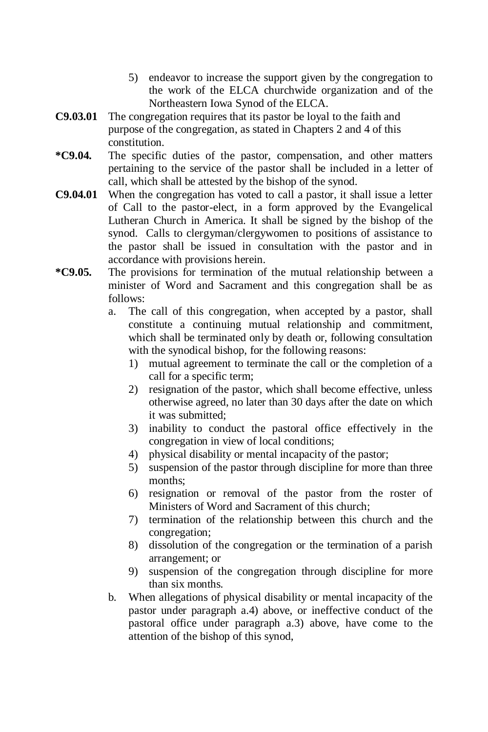5) endeavor to increase the support given by the congregation to the work of the ELCA churchwide organization and of the Northeastern Iowa Synod of the ELCA.

**C9.03.01** The congregation requires that its pastor be loyal to the faith and purpose of the congregation, as stated in Chapters 2 and 4 of this constitution.

***C9.04.** The specific duties of the pastor, compensation, and other matters pertaining to the service of the pastor shall be included in a letter of call, which shall be attested by the bishop of the synod.

**C9.04.01** When the congregation has voted to call a pastor, it shall issue a letter of Call to the pastor-elect, in a form approved by the Evangelical Lutheran Church in America. It shall be signed by the bishop of the synod. Calls to clergyman/clergywomen to positions of assistance to the pastor shall be issued in consultation with the pastor and in accordance with provisions herein.

***C9.05.** The provisions for termination of the mutual relationship between a minister of Word and Sacrament and this congregation shall be as follows:

a. The call of this congregation, when accepted by a pastor, shall constitute a continuing mutual relationship and commitment, which shall be terminated only by death or, following consultation with the synodical bishop, for the following reasons:
   1) mutual agreement to terminate the call or the completion of a call for a specific term;
   2) resignation of the pastor, which shall become effective, unless otherwise agreed, no later than 30 days after the date on which it was submitted;
   3) inability to conduct the pastoral office effectively in the congregation in view of local conditions;
   4) physical disability or mental incapacity of the pastor;
   5) suspension of the pastor through discipline for more than three months;
   6) resignation or removal of the pastor from the roster of Ministers of Word and Sacrament of this church;
   7) termination of the relationship between this church and the congregation;
   8) dissolution of the congregation or the termination of a parish arrangement; or
   9) suspension of the congregation through discipline for more than six months.

b. When allegations of physical disability or mental incapacity of the pastor under paragraph a.4) above, or ineffective conduct of the pastoral office under paragraph a.3) above, have come to the attention of the bishop of this synod,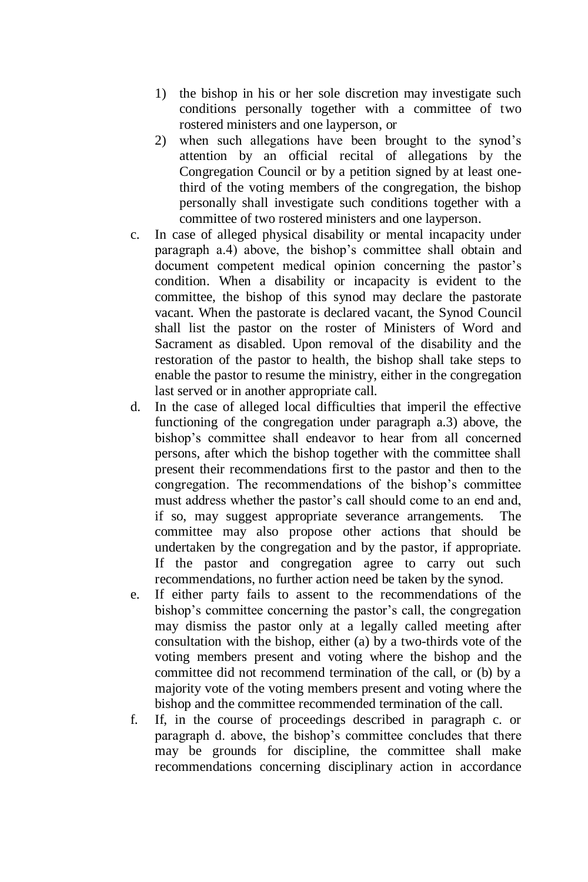1) the bishop in his or her sole discretion may investigate such conditions personally together with a committee of two rostered ministers and one layperson, or
2) when such allegations have been brought to the synod's attention by an official recital of allegations by the Congregation Council or by a petition signed by at least one-third of the voting members of the congregation, the bishop personally shall investigate such conditions together with a committee of two rostered ministers and one layperson.

c. In case of alleged physical disability or mental incapacity under paragraph a.4) above, the bishop's committee shall obtain and document competent medical opinion concerning the pastor's condition. When a disability or incapacity is evident to the committee, the bishop of this synod may declare the pastorate vacant. When the pastorate is declared vacant, the Synod Council shall list the pastor on the roster of Ministers of Word and Sacrament as disabled. Upon removal of the disability and the restoration of the pastor to health, the bishop shall take steps to enable the pastor to resume the ministry, either in the congregation last served or in another appropriate call.

d. In the case of alleged local difficulties that imperil the effective functioning of the congregation under paragraph a.3) above, the bishop's committee shall endeavor to hear from all concerned persons, after which the bishop together with the committee shall present their recommendations first to the pastor and then to the congregation. The recommendations of the bishop's committee must address whether the pastor's call should come to an end and, if so, may suggest appropriate severance arrangements. The committee may also propose other actions that should be undertaken by the congregation and by the pastor, if appropriate. If the pastor and congregation agree to carry out such recommendations, no further action need be taken by the synod.

e. If either party fails to assent to the recommendations of the bishop's committee concerning the pastor's call, the congregation may dismiss the pastor only at a legally called meeting after consultation with the bishop, either (a) by a two-thirds vote of the voting members present and voting where the bishop and the committee did not recommend termination of the call, or (b) by a majority vote of the voting members present and voting where the bishop and the committee recommended termination of the call.

f. If, in the course of proceedings described in paragraph c. or paragraph d. above, the bishop's committee concludes that there may be grounds for discipline, the committee shall make recommendations concerning disciplinary action in accordance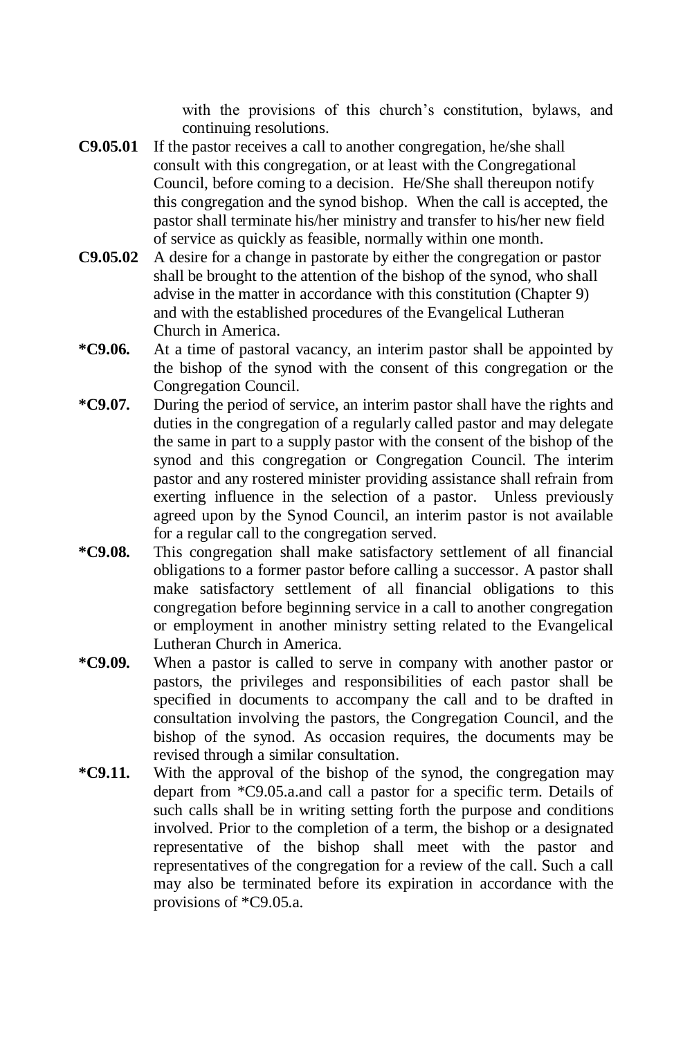with the provisions of this church's constitution, bylaws, and continuing resolutions.

**C9.05.01** If the pastor receives a call to another congregation, he/she shall consult with this congregation, or at least with the Congregational Council, before coming to a decision. He/She shall thereupon notify this congregation and the synod bishop. When the call is accepted, the pastor shall terminate his/her ministry and transfer to his/her new field of service as quickly as feasible, normally within one month.

**C9.05.02** A desire for a change in pastorate by either the congregation or pastor shall be brought to the attention of the bishop of the synod, who shall advise in the matter in accordance with this constitution (Chapter 9) and with the established procedures of the Evangelical Lutheran Church in America.

***C9.06.** At a time of pastoral vacancy, an interim pastor shall be appointed by the bishop of the synod with the consent of this congregation or the Congregation Council.

***C9.07.** During the period of service, an interim pastor shall have the rights and duties in the congregation of a regularly called pastor and may delegate the same in part to a supply pastor with the consent of the bishop of the synod and this congregation or Congregation Council. The interim pastor and any rostered minister providing assistance shall refrain from exerting influence in the selection of a pastor. Unless previously agreed upon by the Synod Council, an interim pastor is not available for a regular call to the congregation served.

***C9.08.** This congregation shall make satisfactory settlement of all financial obligations to a former pastor before calling a successor. A pastor shall make satisfactory settlement of all financial obligations to this congregation before beginning service in a call to another congregation or employment in another ministry setting related to the Evangelical Lutheran Church in America.

***C9.09.** When a pastor is called to serve in company with another pastor or pastors, the privileges and responsibilities of each pastor shall be specified in documents to accompany the call and to be drafted in consultation involving the pastors, the Congregation Council, and the bishop of the synod. As occasion requires, the documents may be revised through a similar consultation.

***C9.11.** With the approval of the bishop of the synod, the congregation may depart from *C9.05.a.and call a pastor for a specific term. Details of such calls shall be in writing setting forth the purpose and conditions involved. Prior to the completion of a term, the bishop or a designated representative of the bishop shall meet with the pastor and representatives of the congregation for a review of the call. Such a call may also be terminated before its expiration in accordance with the provisions of *C9.05.a.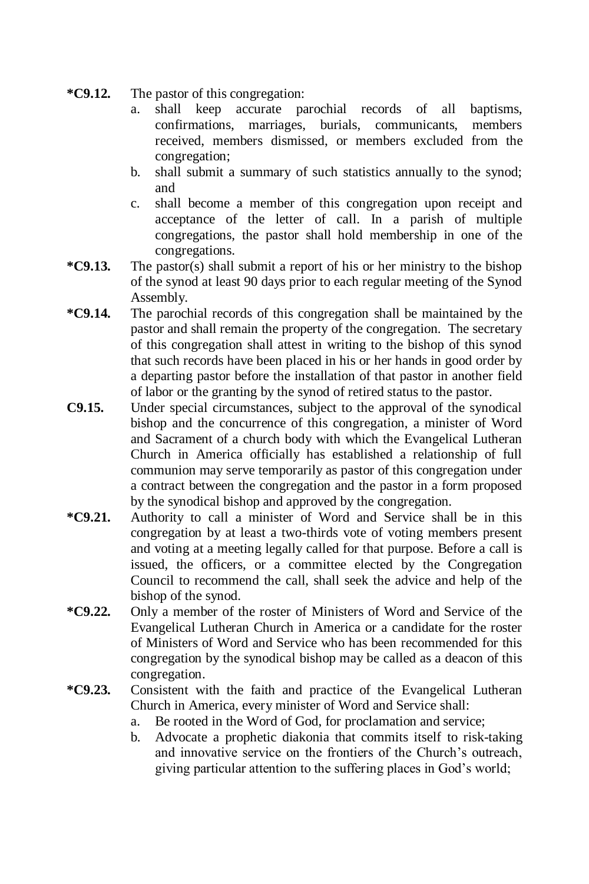**\*C9.12.** The pastor of this congregation:

a. shall keep accurate parochial records of all baptisms, confirmations, marriages, burials, communicants, members received, members dismissed, or members excluded from the congregation;
b. shall submit a summary of such statistics annually to the synod; and
c. shall become a member of this congregation upon receipt and acceptance of the letter of call. In a parish of multiple congregations, the pastor shall hold membership in one of the congregations.

**\*C9.13.** The pastor(s) shall submit a report of his or her ministry to the bishop of the synod at least 90 days prior to each regular meeting of the Synod Assembly.

**\*C9.14.** The parochial records of this congregation shall be maintained by the pastor and shall remain the property of the congregation. The secretary of this congregation shall attest in writing to the bishop of this synod that such records have been placed in his or her hands in good order by a departing pastor before the installation of that pastor in another field of labor or the granting by the synod of retired status to the pastor.

**C9.15.** Under special circumstances, subject to the approval of the synodical bishop and the concurrence of this congregation, a minister of Word and Sacrament of a church body with which the Evangelical Lutheran Church in America officially has established a relationship of full communion may serve temporarily as pastor of this congregation under a contract between the congregation and the pastor in a form proposed by the synodical bishop and approved by the congregation.

**\*C9.21.** Authority to call a minister of Word and Service shall be in this congregation by at least a two-thirds vote of voting members present and voting at a meeting legally called for that purpose. Before a call is issued, the officers, or a committee elected by the Congregation Council to recommend the call, shall seek the advice and help of the bishop of the synod.

**\*C9.22.** Only a member of the roster of Ministers of Word and Service of the Evangelical Lutheran Church in America or a candidate for the roster of Ministers of Word and Service who has been recommended for this congregation by the synodical bishop may be called as a deacon of this congregation.

**\*C9.23.** Consistent with the faith and practice of the Evangelical Lutheran Church in America, every minister of Word and Service shall:

a. Be rooted in the Word of God, for proclamation and service;
b. Advocate a prophetic diakonia that commits itself to risk-taking and innovative service on the frontiers of the Church's outreach, giving particular attention to the suffering places in God's world;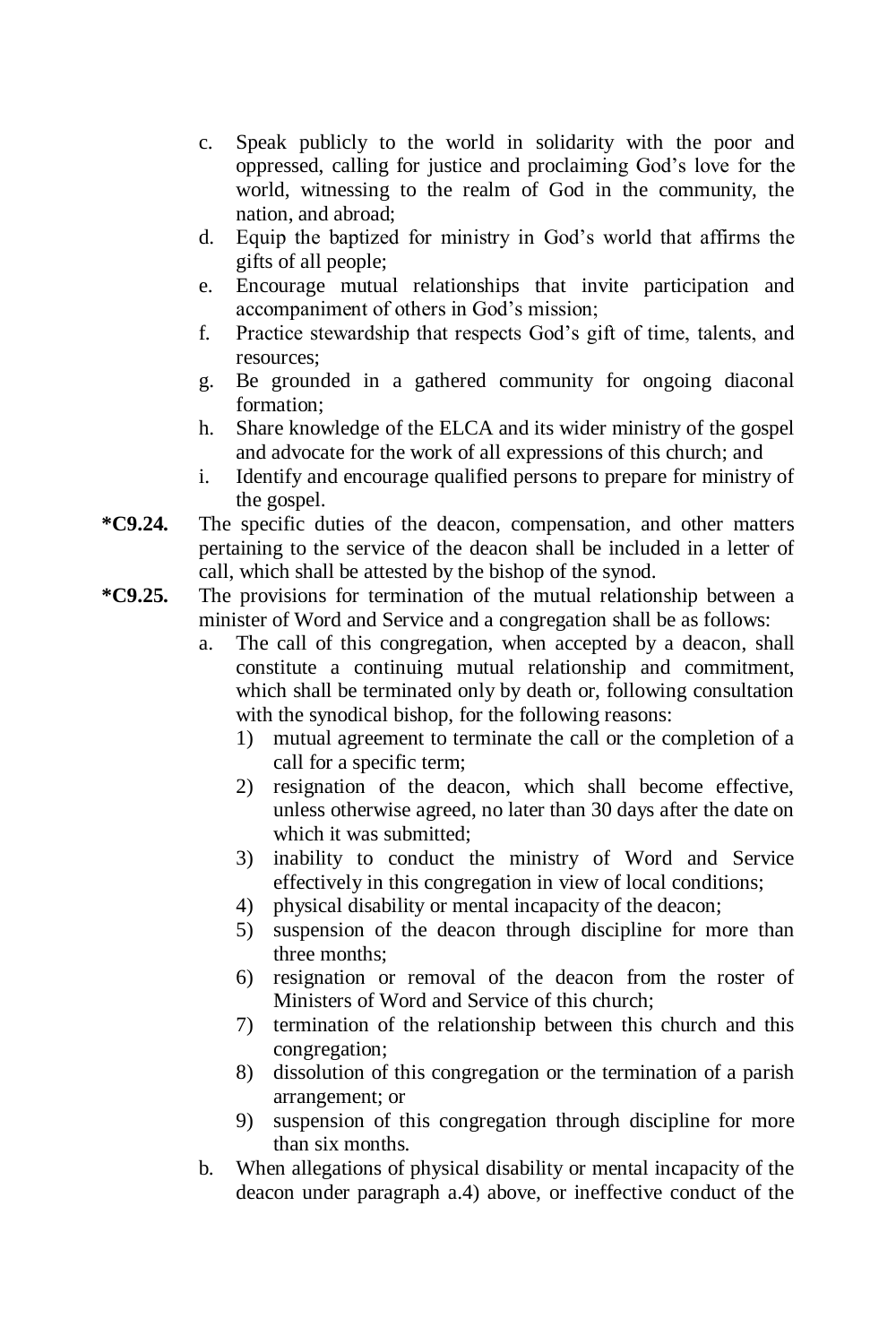c. Speak publicly to the world in solidarity with the poor and oppressed, calling for justice and proclaiming God's love for the world, witnessing to the realm of God in the community, the nation, and abroad;
d. Equip the baptized for ministry in God's world that affirms the gifts of all people;
e. Encourage mutual relationships that invite participation and accompaniment of others in God's mission;
f. Practice stewardship that respects God's gift of time, talents, and resources;
g. Be grounded in a gathered community for ongoing diaconal formation;
h. Share knowledge of the ELCA and its wider ministry of the gospel and advocate for the work of all expressions of this church; and
i. Identify and encourage qualified persons to prepare for ministry of the gospel.

**\*C9.24.** The specific duties of the deacon, compensation, and other matters pertaining to the service of the deacon shall be included in a letter of call, which shall be attested by the bishop of the synod.

**\*C9.25.** The provisions for termination of the mutual relationship between a minister of Word and Service and a congregation shall be as follows:

a. The call of this congregation, when accepted by a deacon, shall constitute a continuing mutual relationship and commitment, which shall be terminated only by death or, following consultation with the synodical bishop, for the following reasons:
   1) mutual agreement to terminate the call or the completion of a call for a specific term;
   2) resignation of the deacon, which shall become effective, unless otherwise agreed, no later than 30 days after the date on which it was submitted;
   3) inability to conduct the ministry of Word and Service effectively in this congregation in view of local conditions;
   4) physical disability or mental incapacity of the deacon;
   5) suspension of the deacon through discipline for more than three months;
   6) resignation or removal of the deacon from the roster of Ministers of Word and Service of this church;
   7) termination of the relationship between this church and this congregation;
   8) dissolution of this congregation or the termination of a parish arrangement; or
   9) suspension of this congregation through discipline for more than six months.

b. When allegations of physical disability or mental incapacity of the deacon under paragraph a.4) above, or ineffective conduct of the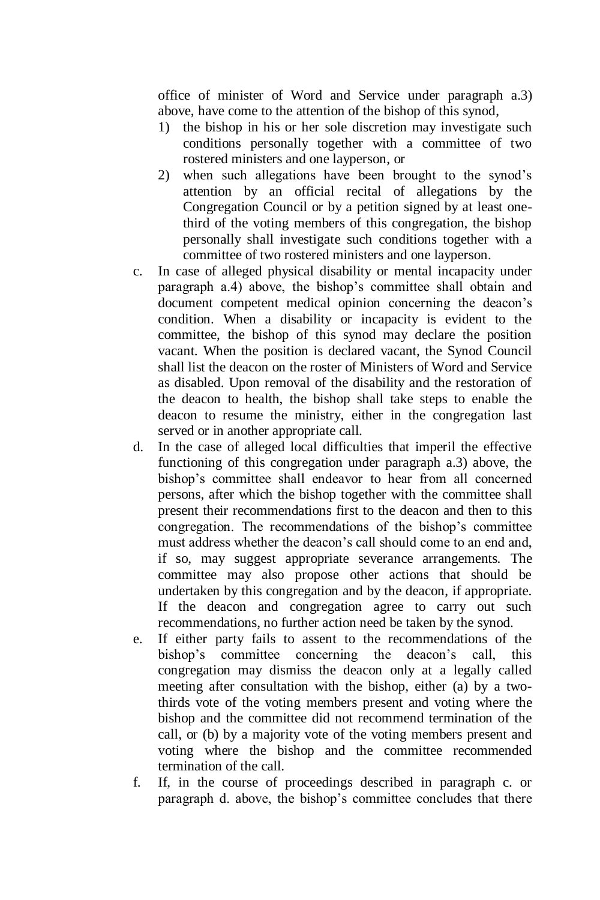office of minister of Word and Service under paragraph a.3) above, have come to the attention of the bishop of this synod,

1) the bishop in his or her sole discretion may investigate such conditions personally together with a committee of two rostered ministers and one layperson, or
2) when such allegations have been brought to the synod's attention by an official recital of allegations by the Congregation Council or by a petition signed by at least one-third of the voting members of this congregation, the bishop personally shall investigate such conditions together with a committee of two rostered ministers and one layperson.

c. In case of alleged physical disability or mental incapacity under paragraph a.4) above, the bishop's committee shall obtain and document competent medical opinion concerning the deacon's condition. When a disability or incapacity is evident to the committee, the bishop of this synod may declare the position vacant. When the position is declared vacant, the Synod Council shall list the deacon on the roster of Ministers of Word and Service as disabled. Upon removal of the disability and the restoration of the deacon to health, the bishop shall take steps to enable the deacon to resume the ministry, either in the congregation last served or in another appropriate call.

d. In the case of alleged local difficulties that imperil the effective functioning of this congregation under paragraph a.3) above, the bishop's committee shall endeavor to hear from all concerned persons, after which the bishop together with the committee shall present their recommendations first to the deacon and then to this congregation. The recommendations of the bishop's committee must address whether the deacon's call should come to an end and, if so, may suggest appropriate severance arrangements. The committee may also propose other actions that should be undertaken by this congregation and by the deacon, if appropriate. If the deacon and congregation agree to carry out such recommendations, no further action need be taken by the synod.

e. If either party fails to assent to the recommendations of the bishop's committee concerning the deacon's call, this congregation may dismiss the deacon only at a legally called meeting after consultation with the bishop, either (a) by a two-thirds vote of the voting members present and voting where the bishop and the committee did not recommend termination of the call, or (b) by a majority vote of the voting members present and voting where the bishop and the committee recommended termination of the call.

f. If, in the course of proceedings described in paragraph c. or paragraph d. above, the bishop's committee concludes that there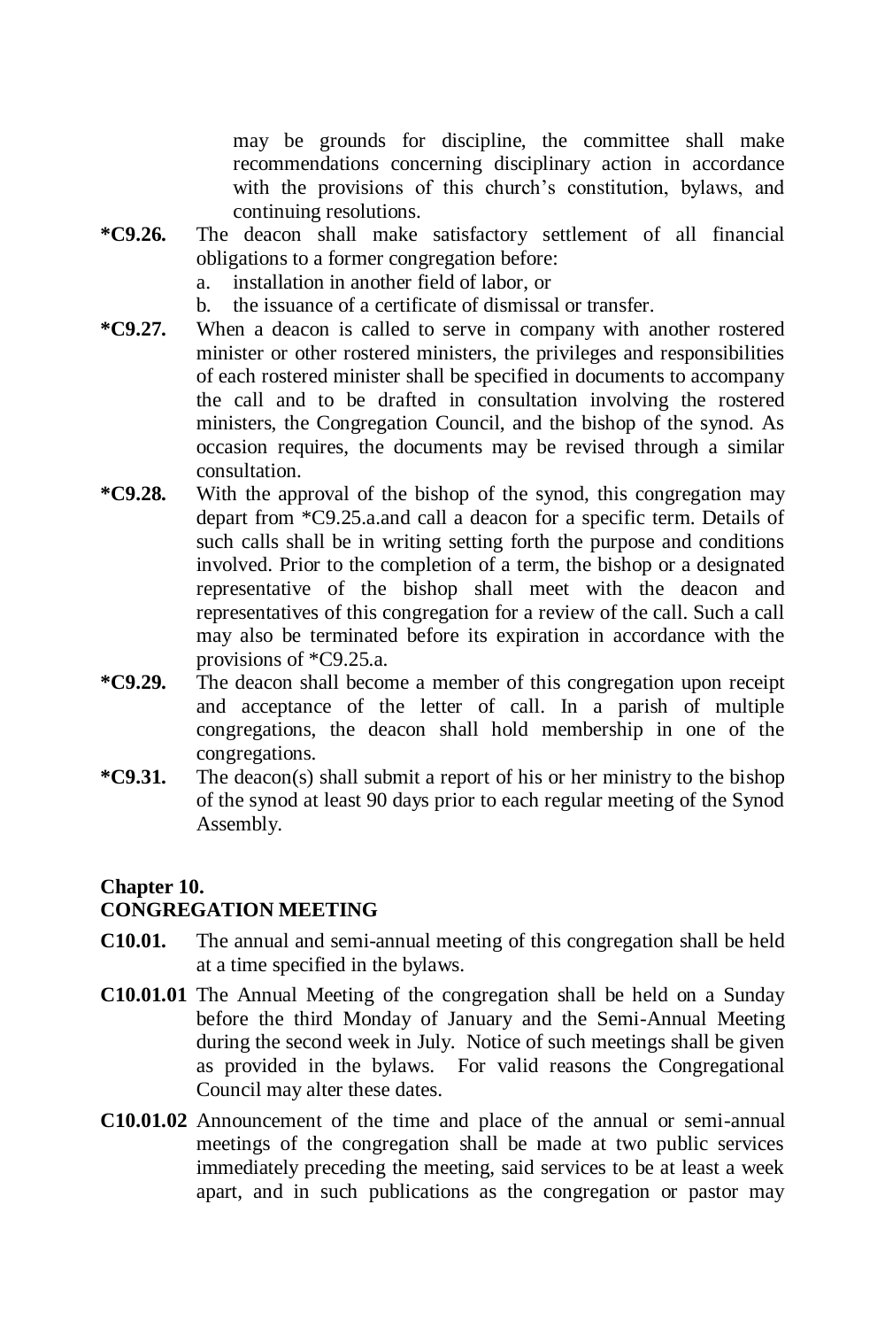may be grounds for discipline, the committee shall make recommendations concerning disciplinary action in accordance with the provisions of this church's constitution, bylaws, and continuing resolutions.

**\*C9.26.** The deacon shall make satisfactory settlement of all financial obligations to a former congregation before:

a. installation in another field of labor, or
b. the issuance of a certificate of dismissal or transfer.

**\*C9.27.** When a deacon is called to serve in company with another rostered minister or other rostered ministers, the privileges and responsibilities of each rostered minister shall be specified in documents to accompany the call and to be drafted in consultation involving the rostered ministers, the Congregation Council, and the bishop of the synod. As occasion requires, the documents may be revised through a similar consultation.

**\*C9.28.** With the approval of the bishop of the synod, this congregation may depart from *C9.25.a.and call a deacon for a specific term. Details of such calls shall be in writing setting forth the purpose and conditions involved. Prior to the completion of a term, the bishop or a designated representative of the bishop shall meet with the deacon and representatives of this congregation for a review of the call. Such a call may also be terminated before its expiration in accordance with the provisions of *C9.25.a.

**\*C9.29.** The deacon shall become a member of this congregation upon receipt and acceptance of the letter of call. In a parish of multiple congregations, the deacon shall hold membership in one of the congregations.

**\*C9.31.** The deacon(s) shall submit a report of his or her ministry to the bishop of the synod at least 90 days prior to each regular meeting of the Synod Assembly.

## Chapter 10.
## CONGREGATION MEETING

**C10.01.** The annual and semi-annual meeting of this congregation shall be held at a time specified in the bylaws.

**C10.01.01** The Annual Meeting of the congregation shall be held on a Sunday before the third Monday of January and the Semi-Annual Meeting during the second week in July. Notice of such meetings shall be given as provided in the bylaws. For valid reasons the Congregational Council may alter these dates.

**C10.01.02** Announcement of the time and place of the annual or semi-annual meetings of the congregation shall be made at two public services immediately preceding the meeting, said services to be at least a week apart, and in such publications as the congregation or pastor may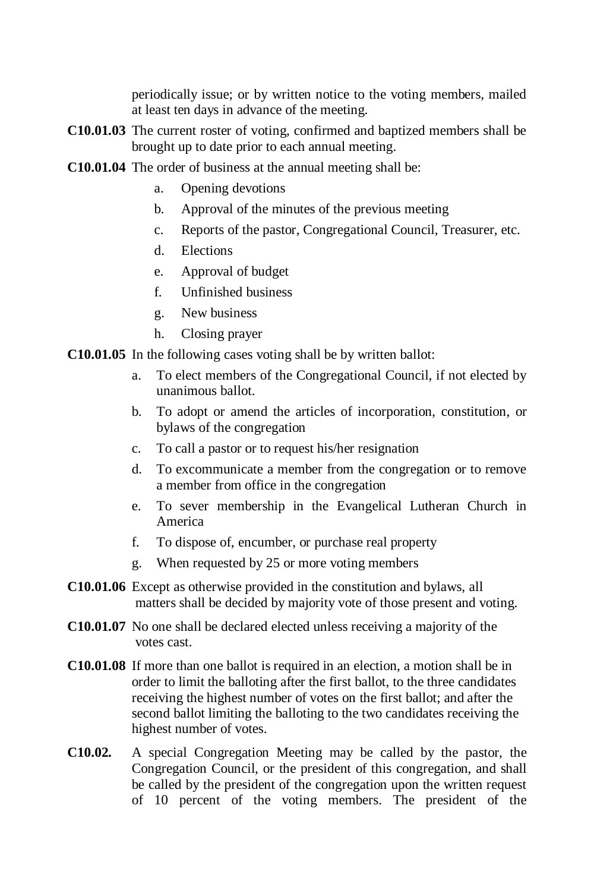periodically issue; or by written notice to the voting members, mailed at least ten days in advance of the meeting.

**C10.01.03** The current roster of voting, confirmed and baptized members shall be brought up to date prior to each annual meeting.

**C10.01.04** The order of business at the annual meeting shall be:

a. Opening devotions
b. Approval of the minutes of the previous meeting
c. Reports of the pastor, Congregational Council, Treasurer, etc.
d. Elections
e. Approval of budget
f. Unfinished business
g. New business
h. Closing prayer

**C10.01.05** In the following cases voting shall be by written ballot:

a. To elect members of the Congregational Council, if not elected by unanimous ballot.
b. To adopt or amend the articles of incorporation, constitution, or bylaws of the congregation
c. To call a pastor or to request his/her resignation
d. To excommunicate a member from the congregation or to remove a member from office in the congregation
e. To sever membership in the Evangelical Lutheran Church in America
f. To dispose of, encumber, or purchase real property
g. When requested by 25 or more voting members

**C10.01.06** Except as otherwise provided in the constitution and bylaws, all matters shall be decided by majority vote of those present and voting.

**C10.01.07** No one shall be declared elected unless receiving a majority of the votes cast.

**C10.01.08** If more than one ballot is required in an election, a motion shall be in order to limit the balloting after the first ballot, to the three candidates receiving the highest number of votes on the first ballot; and after the second ballot limiting the balloting to the two candidates receiving the highest number of votes.

**C10.02.** A special Congregation Meeting may be called by the pastor, the Congregation Council, or the president of this congregation, and shall be called by the president of the congregation upon the written request of 10 percent of the voting members. The president of the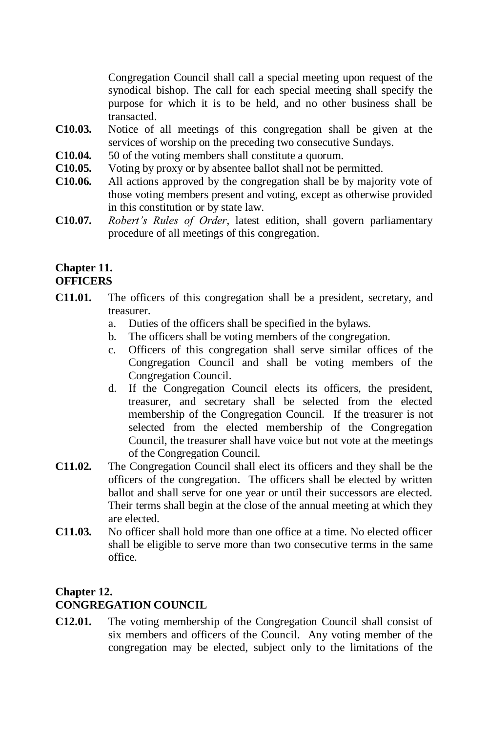Congregation Council shall call a special meeting upon request of the synodical bishop. The call for each special meeting shall specify the purpose for which it is to be held, and no other business shall be transacted.

**C10.03.** Notice of all meetings of this congregation shall be given at the services of worship on the preceding two consecutive Sundays.

**C10.04.** 50 of the voting members shall constitute a quorum.

**C10.05.** Voting by proxy or by absentee ballot shall not be permitted.

**C10.06.** All actions approved by the congregation shall be by majority vote of those voting members present and voting, except as otherwise provided in this constitution or by state law.

**C10.07.** *Robert's Rules of Order*, latest edition, shall govern parliamentary procedure of all meetings of this congregation.

## Chapter 11.
## OFFICERS

**C11.01.** The officers of this congregation shall be a president, secretary, and treasurer.

a. Duties of the officers shall be specified in the bylaws.
b. The officers shall be voting members of the congregation.
c. Officers of this congregation shall serve similar offices of the Congregation Council and shall be voting members of the Congregation Council.
d. If the Congregation Council elects its officers, the president, treasurer, and secretary shall be selected from the elected membership of the Congregation Council. If the treasurer is not selected from the elected membership of the Congregation Council, the treasurer shall have voice but not vote at the meetings of the Congregation Council.

**C11.02.** The Congregation Council shall elect its officers and they shall be the officers of the congregation. The officers shall be elected by written ballot and shall serve for one year or until their successors are elected. Their terms shall begin at the close of the annual meeting at which they are elected.

**C11.03.** No officer shall hold more than one office at a time. No elected officer shall be eligible to serve more than two consecutive terms in the same office.

## Chapter 12.
## CONGREGATION COUNCIL

**C12.01.** The voting membership of the Congregation Council shall consist of six members and officers of the Council. Any voting member of the congregation may be elected, subject only to the limitations of the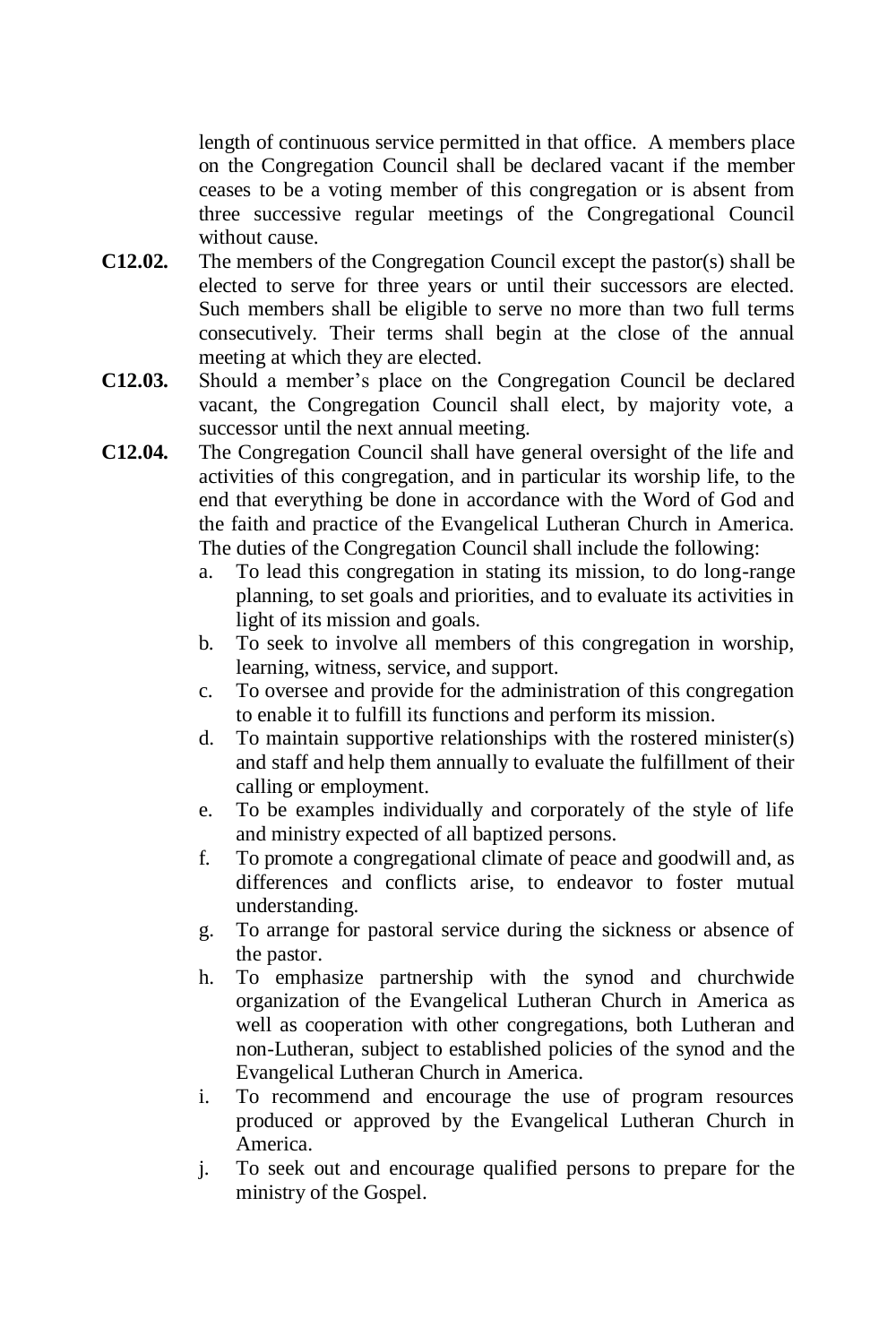length of continuous service permitted in that office. A members place on the Congregation Council shall be declared vacant if the member ceases to be a voting member of this congregation or is absent from three successive regular meetings of the Congregational Council without cause.

**C12.02.** The members of the Congregation Council except the pastor(s) shall be elected to serve for three years or until their successors are elected. Such members shall be eligible to serve no more than two full terms consecutively. Their terms shall begin at the close of the annual meeting at which they are elected.

**C12.03.** Should a member's place on the Congregation Council be declared vacant, the Congregation Council shall elect, by majority vote, a successor until the next annual meeting.

**C12.04.** The Congregation Council shall have general oversight of the life and activities of this congregation, and in particular its worship life, to the end that everything be done in accordance with the Word of God and the faith and practice of the Evangelical Lutheran Church in America. The duties of the Congregation Council shall include the following:

a. To lead this congregation in stating its mission, to do long-range planning, to set goals and priorities, and to evaluate its activities in light of its mission and goals.
b. To seek to involve all members of this congregation in worship, learning, witness, service, and support.
c. To oversee and provide for the administration of this congregation to enable it to fulfill its functions and perform its mission.
d. To maintain supportive relationships with the rostered minister(s) and staff and help them annually to evaluate the fulfillment of their calling or employment.
e. To be examples individually and corporately of the style of life and ministry expected of all baptized persons.
f. To promote a congregational climate of peace and goodwill and, as differences and conflicts arise, to endeavor to foster mutual understanding.
g. To arrange for pastoral service during the sickness or absence of the pastor.
h. To emphasize partnership with the synod and churchwide organization of the Evangelical Lutheran Church in America as well as cooperation with other congregations, both Lutheran and non-Lutheran, subject to established policies of the synod and the Evangelical Lutheran Church in America.
i. To recommend and encourage the use of program resources produced or approved by the Evangelical Lutheran Church in America.
j. To seek out and encourage qualified persons to prepare for the ministry of the Gospel.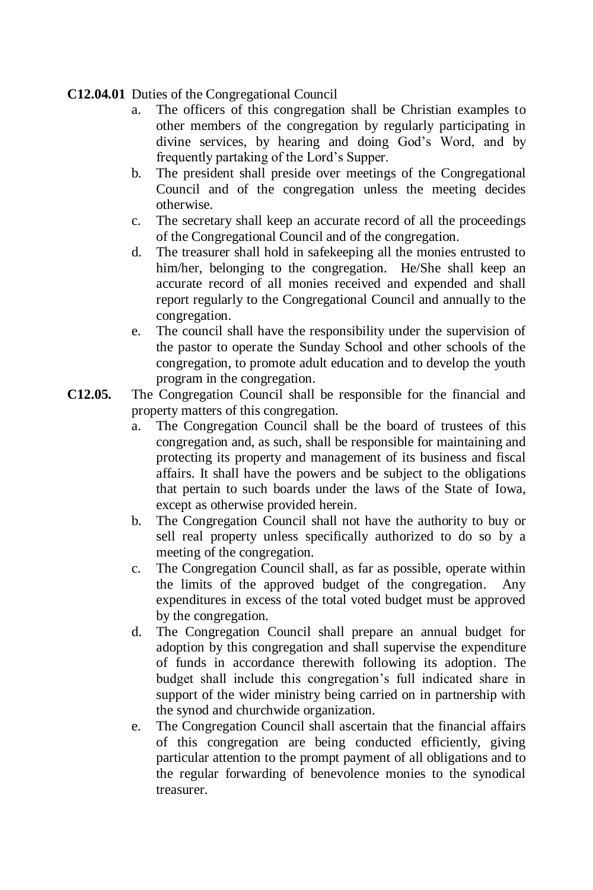**C12.04.01** Duties of the Congregational Council

a. The officers of this congregation shall be Christian examples to other members of the congregation by regularly participating in divine services, by hearing and doing God's Word, and by frequently partaking of the Lord's Supper.
b. The president shall preside over meetings of the Congregational Council and of the congregation unless the meeting decides otherwise.
c. The secretary shall keep an accurate record of all the proceedings of the Congregational Council and of the congregation.
d. The treasurer shall hold in safekeeping all the monies entrusted to him/her, belonging to the congregation. He/She shall keep an accurate record of all monies received and expended and shall report regularly to the Congregational Council and annually to the congregation.
e. The council shall have the responsibility under the supervision of the pastor to operate the Sunday School and other schools of the congregation, to promote adult education and to develop the youth program in the congregation.

**C12.05.** The Congregation Council shall be responsible for the financial and property matters of this congregation.

a. The Congregation Council shall be the board of trustees of this congregation and, as such, shall be responsible for maintaining and protecting its property and management of its business and fiscal affairs. It shall have the powers and be subject to the obligations that pertain to such boards under the laws of the State of Iowa, except as otherwise provided herein.
b. The Congregation Council shall not have the authority to buy or sell real property unless specifically authorized to do so by a meeting of the congregation.
c. The Congregation Council shall, as far as possible, operate within the limits of the approved budget of the congregation. Any expenditures in excess of the total voted budget must be approved by the congregation.
d. The Congregation Council shall prepare an annual budget for adoption by this congregation and shall supervise the expenditure of funds in accordance therewith following its adoption. The budget shall include this congregation's full indicated share in support of the wider ministry being carried on in partnership with the synod and churchwide organization.
e. The Congregation Council shall ascertain that the financial affairs of this congregation are being conducted efficiently, giving particular attention to the prompt payment of all obligations and to the regular forwarding of benevolence monies to the synodical treasurer.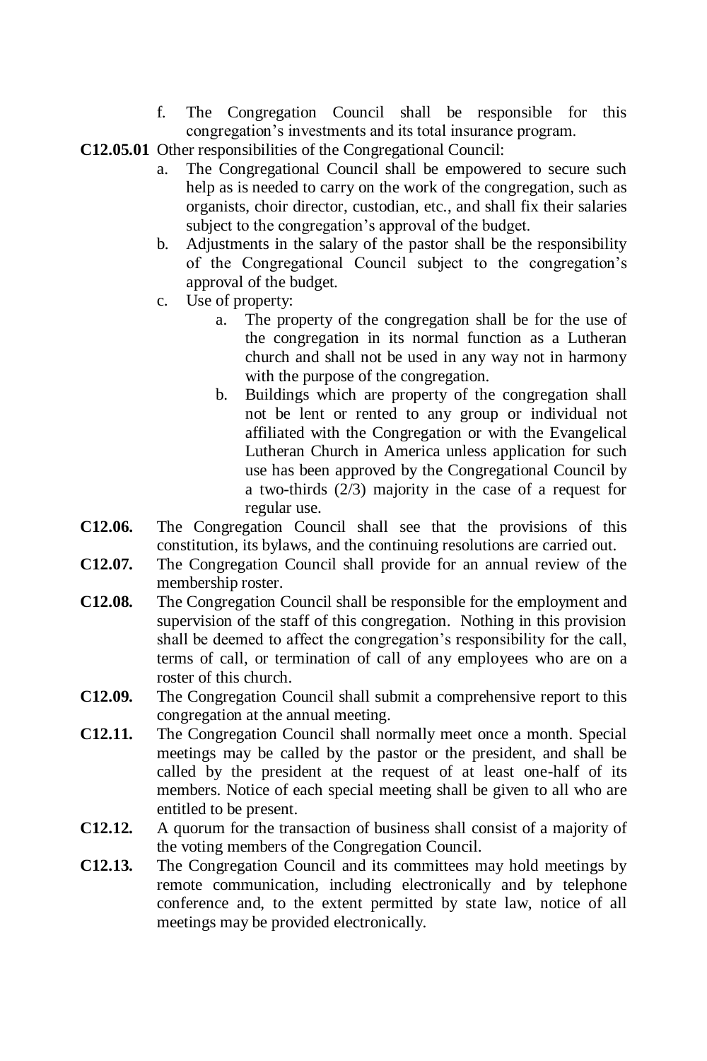f. The Congregation Council shall be responsible for this congregation's investments and its total insurance program.

**C12.05.01** Other responsibilities of the Congregational Council:

a. The Congregational Council shall be empowered to secure such help as is needed to carry on the work of the congregation, such as organists, choir director, custodian, etc., and shall fix their salaries subject to the congregation's approval of the budget.

b. Adjustments in the salary of the pastor shall be the responsibility of the Congregational Council subject to the congregation's approval of the budget.

c. Use of property:

   a. The property of the congregation shall be for the use of the congregation in its normal function as a Lutheran church and shall not be used in any way not in harmony with the purpose of the congregation.

   b. Buildings which are property of the congregation shall not be lent or rented to any group or individual not affiliated with the Congregation or with the Evangelical Lutheran Church in America unless application for such use has been approved by the Congregational Council by a two-thirds (2/3) majority in the case of a request for regular use.

**C12.06.** The Congregation Council shall see that the provisions of this constitution, its bylaws, and the continuing resolutions are carried out.

**C12.07.** The Congregation Council shall provide for an annual review of the membership roster.

**C12.08.** The Congregation Council shall be responsible for the employment and supervision of the staff of this congregation. Nothing in this provision shall be deemed to affect the congregation's responsibility for the call, terms of call, or termination of call of any employees who are on a roster of this church.

**C12.09.** The Congregation Council shall submit a comprehensive report to this congregation at the annual meeting.

**C12.11.** The Congregation Council shall normally meet once a month. Special meetings may be called by the pastor or the president, and shall be called by the president at the request of at least one-half of its members. Notice of each special meeting shall be given to all who are entitled to be present.

**C12.12.** A quorum for the transaction of business shall consist of a majority of the voting members of the Congregation Council.

**C12.13.** The Congregation Council and its committees may hold meetings by remote communication, including electronically and by telephone conference and, to the extent permitted by state law, notice of all meetings may be provided electronically.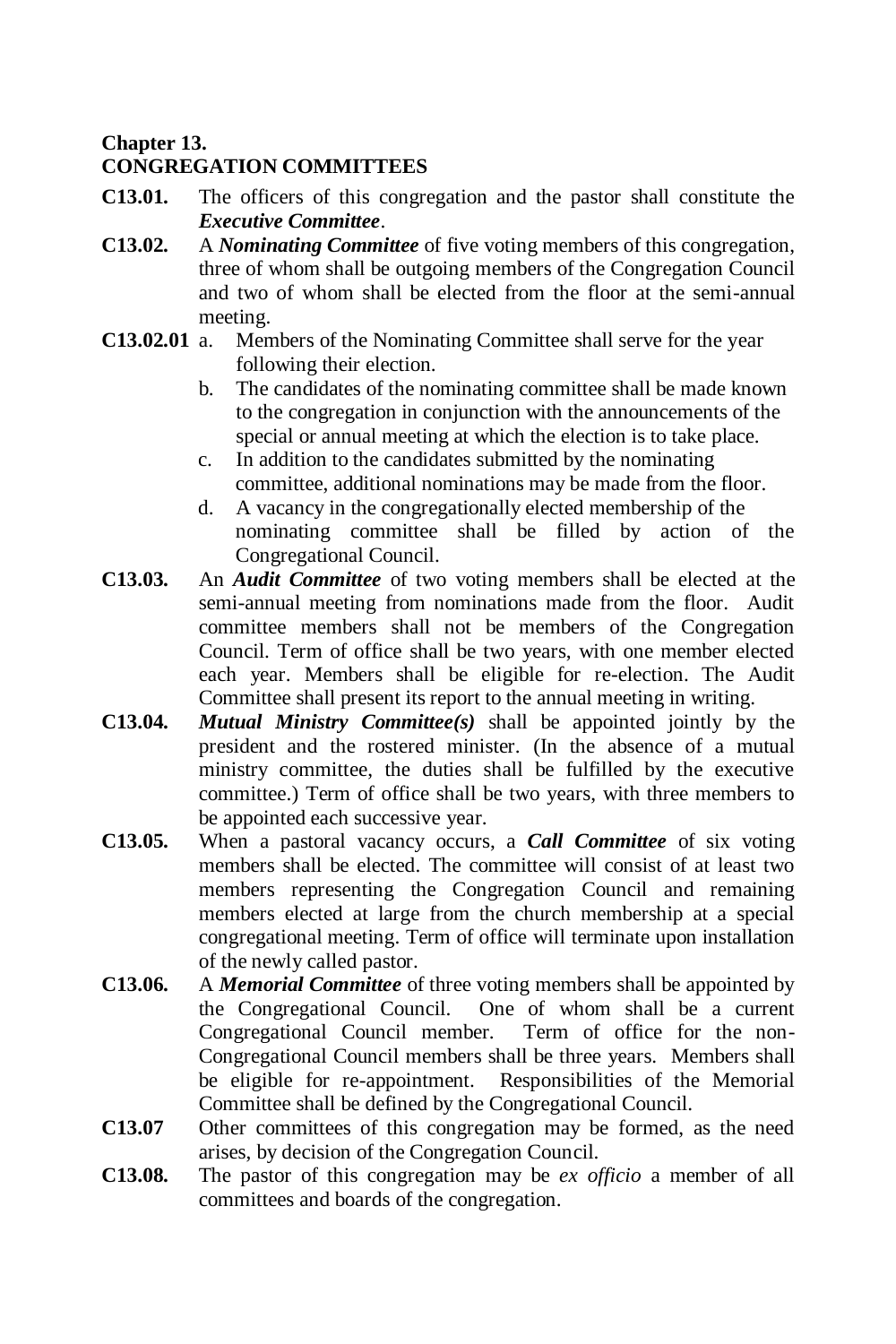**Chapter 13.**
**CONGREGATION COMMITTEES**

**C13.01.** The officers of this congregation and the pastor shall constitute the ***Executive Committee***.

**C13.02.** A ***Nominating Committee*** of five voting members of this congregation, three of whom shall be outgoing members of the Congregation Council and two of whom shall be elected from the floor at the semi-annual meeting.

**C13.02.01**
a. Members of the Nominating Committee shall serve for the year following their election.
b. The candidates of the nominating committee shall be made known to the congregation in conjunction with the announcements of the special or annual meeting at which the election is to take place.
c. In addition to the candidates submitted by the nominating committee, additional nominations may be made from the floor.
d. A vacancy in the congregationally elected membership of the nominating committee shall be filled by action of the Congregational Council.

**C13.03.** An ***Audit Committee*** of two voting members shall be elected at the semi-annual meeting from nominations made from the floor. Audit committee members shall not be members of the Congregation Council. Term of office shall be two years, with one member elected each year. Members shall be eligible for re-election. The Audit Committee shall present its report to the annual meeting in writing.

**C13.04.** ***Mutual Ministry Committee(s)*** shall be appointed jointly by the president and the rostered minister. (In the absence of a mutual ministry committee, the duties shall be fulfilled by the executive committee.) Term of office shall be two years, with three members to be appointed each successive year.

**C13.05.** When a pastoral vacancy occurs, a ***Call Committee*** of six voting members shall be elected. The committee will consist of at least two members representing the Congregation Council and remaining members elected at large from the church membership at a special congregational meeting. Term of office will terminate upon installation of the newly called pastor.

**C13.06.** A ***Memorial Committee*** of three voting members shall be appointed by the Congregational Council. One of whom shall be a current Congregational Council member. Term of office for the non-Congregational Council members shall be three years. Members shall be eligible for re-appointment. Responsibilities of the Memorial Committee shall be defined by the Congregational Council.

**C13.07** Other committees of this congregation may be formed, as the need arises, by decision of the Congregation Council.

**C13.08.** The pastor of this congregation may be *ex officio* a member of all committees and boards of the congregation.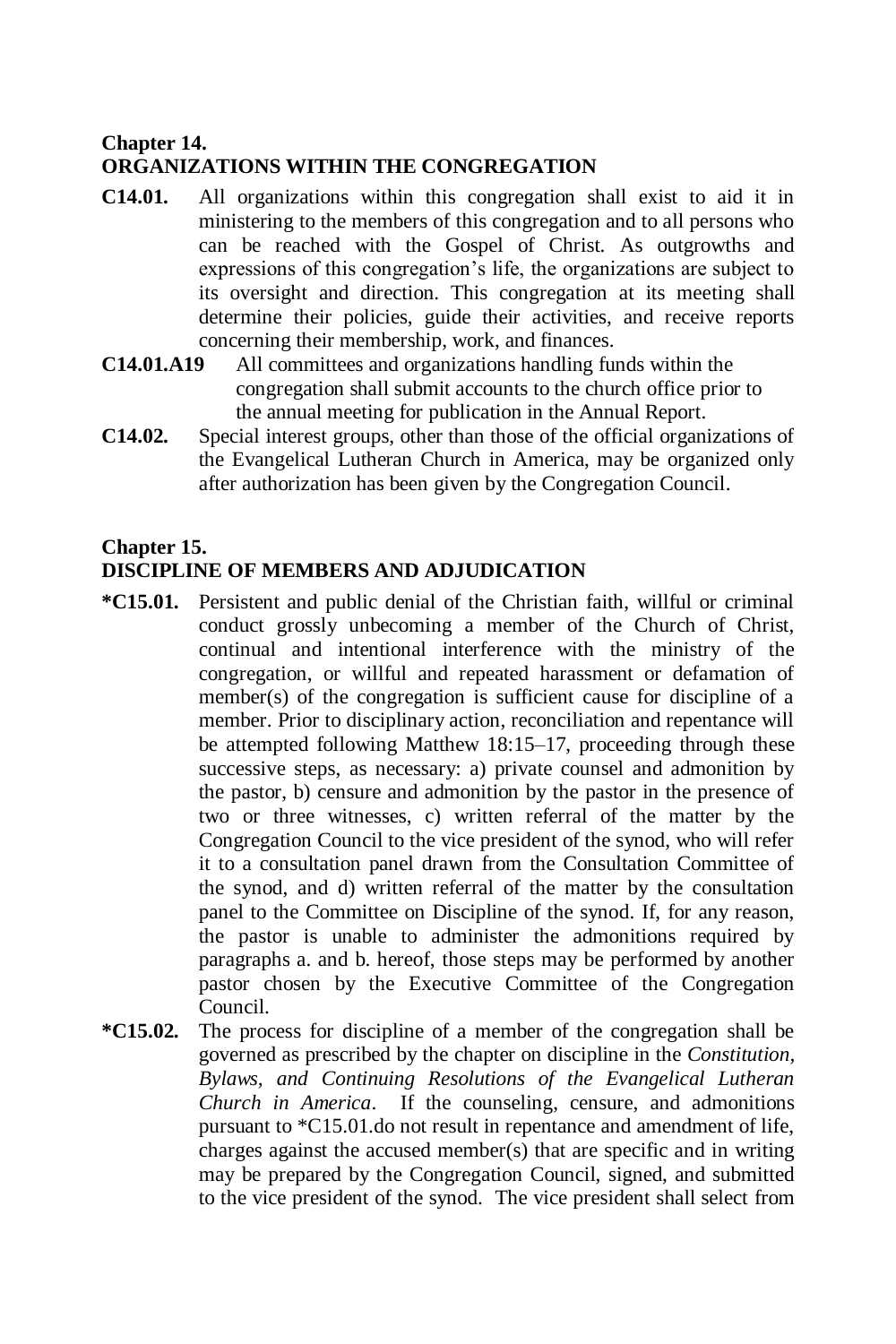## Chapter 14. ORGANIZATIONS WITHIN THE CONGREGATION

**C14.01.** All organizations within this congregation shall exist to aid it in ministering to the members of this congregation and to all persons who can be reached with the Gospel of Christ. As outgrowths and expressions of this congregation's life, the organizations are subject to its oversight and direction. This congregation at its meeting shall determine their policies, guide their activities, and receive reports concerning their membership, work, and finances.

**C14.01.A19** All committees and organizations handling funds within the congregation shall submit accounts to the church office prior to the annual meeting for publication in the Annual Report.

**C14.02.** Special interest groups, other than those of the official organizations of the Evangelical Lutheran Church in America, may be organized only after authorization has been given by the Congregation Council.

## Chapter 15. DISCIPLINE OF MEMBERS AND ADJUDICATION

***C15.01.** Persistent and public denial of the Christian faith, willful or criminal conduct grossly unbecoming a member of the Church of Christ, continual and intentional interference with the ministry of the congregation, or willful and repeated harassment or defamation of member(s) of the congregation is sufficient cause for discipline of a member. Prior to disciplinary action, reconciliation and repentance will be attempted following Matthew 18:15–17, proceeding through these successive steps, as necessary: a) private counsel and admonition by the pastor, b) censure and admonition by the pastor in the presence of two or three witnesses, c) written referral of the matter by the Congregation Council to the vice president of the synod, who will refer it to a consultation panel drawn from the Consultation Committee of the synod, and d) written referral of the matter by the consultation panel to the Committee on Discipline of the synod. If, for any reason, the pastor is unable to administer the admonitions required by paragraphs a. and b. hereof, those steps may be performed by another pastor chosen by the Executive Committee of the Congregation Council.

***C15.02.** The process for discipline of a member of the congregation shall be governed as prescribed by the chapter on discipline in the *Constitution, Bylaws, and Continuing Resolutions of the Evangelical Lutheran Church in America*. If the counseling, censure, and admonitions pursuant to *C15.01.do not result in repentance and amendment of life, charges against the accused member(s) that are specific and in writing may be prepared by the Congregation Council, signed, and submitted to the vice president of the synod. The vice president shall select from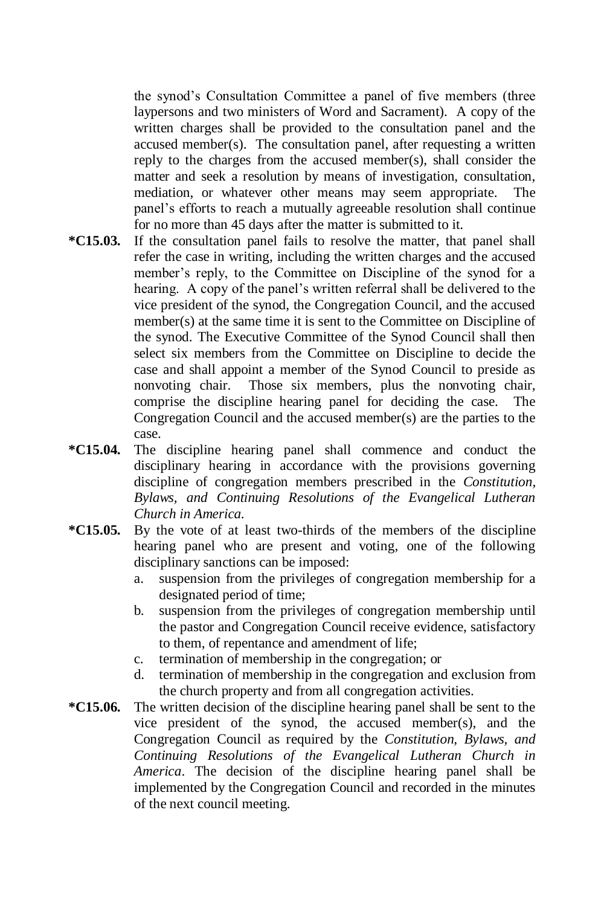the synod's Consultation Committee a panel of five members (three laypersons and two ministers of Word and Sacrament). A copy of the written charges shall be provided to the consultation panel and the accused member(s). The consultation panel, after requesting a written reply to the charges from the accused member(s), shall consider the matter and seek a resolution by means of investigation, consultation, mediation, or whatever other means may seem appropriate. The panel's efforts to reach a mutually agreeable resolution shall continue for no more than 45 days after the matter is submitted to it.

**\*C15.03.** If the consultation panel fails to resolve the matter, that panel shall refer the case in writing, including the written charges and the accused member's reply, to the Committee on Discipline of the synod for a hearing. A copy of the panel's written referral shall be delivered to the vice president of the synod, the Congregation Council, and the accused member(s) at the same time it is sent to the Committee on Discipline of the synod. The Executive Committee of the Synod Council shall then select six members from the Committee on Discipline to decide the case and shall appoint a member of the Synod Council to preside as nonvoting chair. Those six members, plus the nonvoting chair, comprise the discipline hearing panel for deciding the case. The Congregation Council and the accused member(s) are the parties to the case.

**\*C15.04.** The discipline hearing panel shall commence and conduct the disciplinary hearing in accordance with the provisions governing discipline of congregation members prescribed in the *Constitution, Bylaws, and Continuing Resolutions of the Evangelical Lutheran Church in America.*

**\*C15.05.** By the vote of at least two-thirds of the members of the discipline hearing panel who are present and voting, one of the following disciplinary sanctions can be imposed:

a. suspension from the privileges of congregation membership for a designated period of time;
b. suspension from the privileges of congregation membership until the pastor and Congregation Council receive evidence, satisfactory to them, of repentance and amendment of life;
c. termination of membership in the congregation; or
d. termination of membership in the congregation and exclusion from the church property and from all congregation activities.

**\*C15.06.** The written decision of the discipline hearing panel shall be sent to the vice president of the synod, the accused member(s), and the Congregation Council as required by the *Constitution, Bylaws, and Continuing Resolutions of the Evangelical Lutheran Church in America*. The decision of the discipline hearing panel shall be implemented by the Congregation Council and recorded in the minutes of the next council meeting.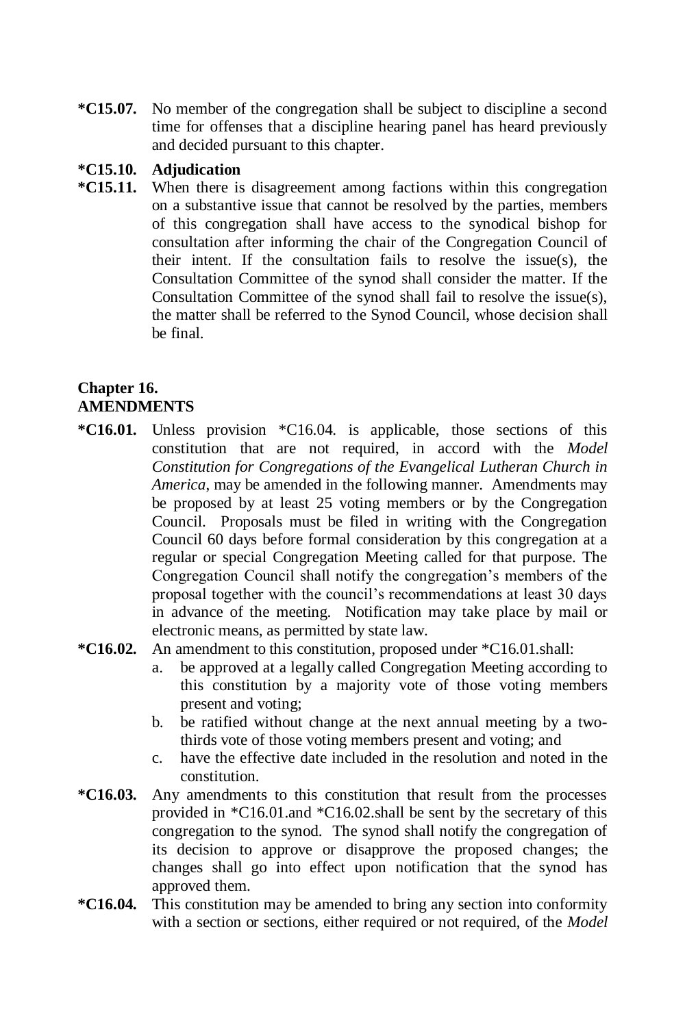**\*C15.07.** No member of the congregation shall be subject to discipline a second time for offenses that a discipline hearing panel has heard previously and decided pursuant to this chapter.

**\*C15.10. Adjudication**

**\*C15.11.** When there is disagreement among factions within this congregation on a substantive issue that cannot be resolved by the parties, members of this congregation shall have access to the synodical bishop for consultation after informing the chair of the Congregation Council of their intent. If the consultation fails to resolve the issue(s), the Consultation Committee of the synod shall consider the matter. If the Consultation Committee of the synod shall fail to resolve the issue(s), the matter shall be referred to the Synod Council, whose decision shall be final.

## Chapter 16.
## AMENDMENTS

**\*C16.01.** Unless provision \*C16.04. is applicable, those sections of this constitution that are not required, in accord with the *Model Constitution for Congregations of the Evangelical Lutheran Church in America*, may be amended in the following manner. Amendments may be proposed by at least 25 voting members or by the Congregation Council. Proposals must be filed in writing with the Congregation Council 60 days before formal consideration by this congregation at a regular or special Congregation Meeting called for that purpose. The Congregation Council shall notify the congregation's members of the proposal together with the council's recommendations at least 30 days in advance of the meeting. Notification may take place by mail or electronic means, as permitted by state law.

**\*C16.02.** An amendment to this constitution, proposed under \*C16.01.shall:

a. be approved at a legally called Congregation Meeting according to this constitution by a majority vote of those voting members present and voting;
b. be ratified without change at the next annual meeting by a two-thirds vote of those voting members present and voting; and
c. have the effective date included in the resolution and noted in the constitution.

**\*C16.03.** Any amendments to this constitution that result from the processes provided in \*C16.01.and \*C16.02.shall be sent by the secretary of this congregation to the synod. The synod shall notify the congregation of its decision to approve or disapprove the proposed changes; the changes shall go into effect upon notification that the synod has approved them.

**\*C16.04.** This constitution may be amended to bring any section into conformity with a section or sections, either required or not required, of the *Model*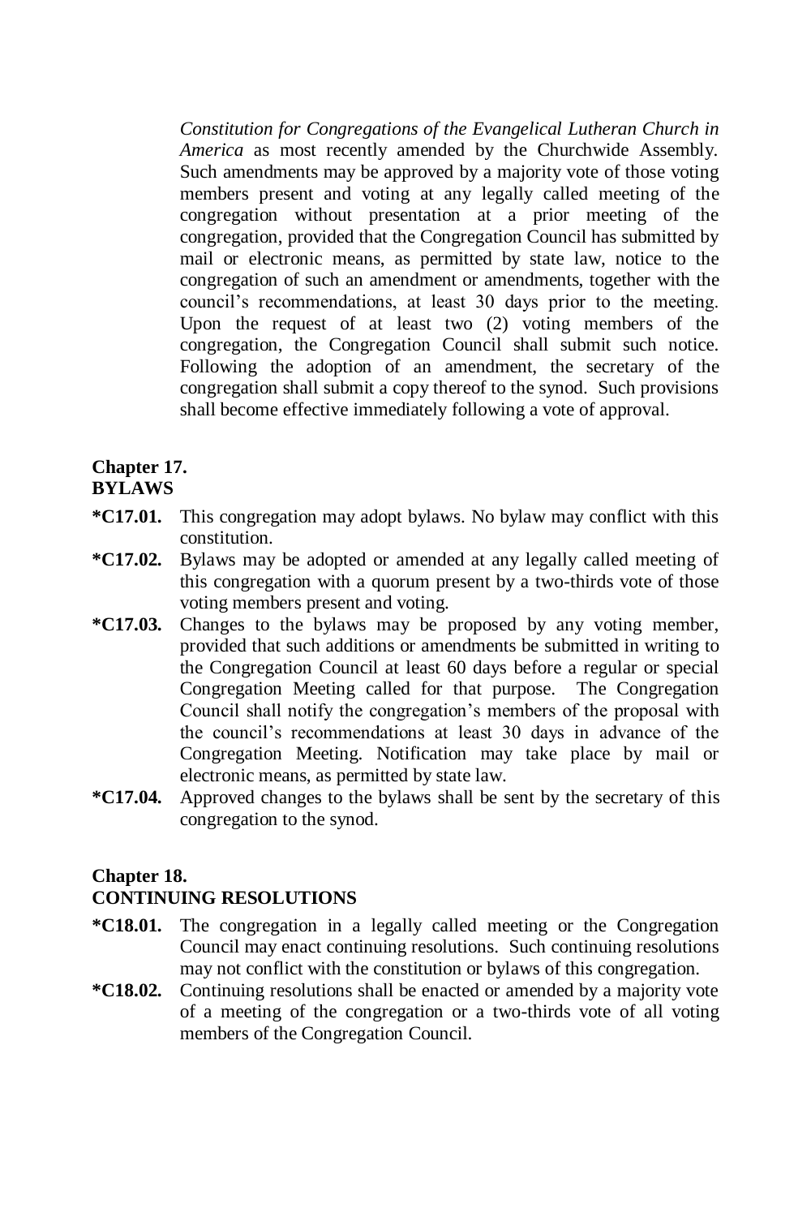*Constitution for Congregations of the Evangelical Lutheran Church in America* as most recently amended by the Churchwide Assembly. Such amendments may be approved by a majority vote of those voting members present and voting at any legally called meeting of the congregation without presentation at a prior meeting of the congregation, provided that the Congregation Council has submitted by mail or electronic means, as permitted by state law, notice to the congregation of such an amendment or amendments, together with the council's recommendations, at least 30 days prior to the meeting. Upon the request of at least two (2) voting members of the congregation, the Congregation Council shall submit such notice. Following the adoption of an amendment, the secretary of the congregation shall submit a copy thereof to the synod. Such provisions shall become effective immediately following a vote of approval.

## Chapter 17.
## BYLAWS

**\*C17.01.** This congregation may adopt bylaws. No bylaw may conflict with this constitution.

**\*C17.02.** Bylaws may be adopted or amended at any legally called meeting of this congregation with a quorum present by a two-thirds vote of those voting members present and voting.

**\*C17.03.** Changes to the bylaws may be proposed by any voting member, provided that such additions or amendments be submitted in writing to the Congregation Council at least 60 days before a regular or special Congregation Meeting called for that purpose. The Congregation Council shall notify the congregation's members of the proposal with the council's recommendations at least 30 days in advance of the Congregation Meeting. Notification may take place by mail or electronic means, as permitted by state law.

**\*C17.04.** Approved changes to the bylaws shall be sent by the secretary of this congregation to the synod.

## Chapter 18.
## CONTINUING RESOLUTIONS

**\*C18.01.** The congregation in a legally called meeting or the Congregation Council may enact continuing resolutions. Such continuing resolutions may not conflict with the constitution or bylaws of this congregation.

**\*C18.02.** Continuing resolutions shall be enacted or amended by a majority vote of a meeting of the congregation or a two-thirds vote of all voting members of the Congregation Council.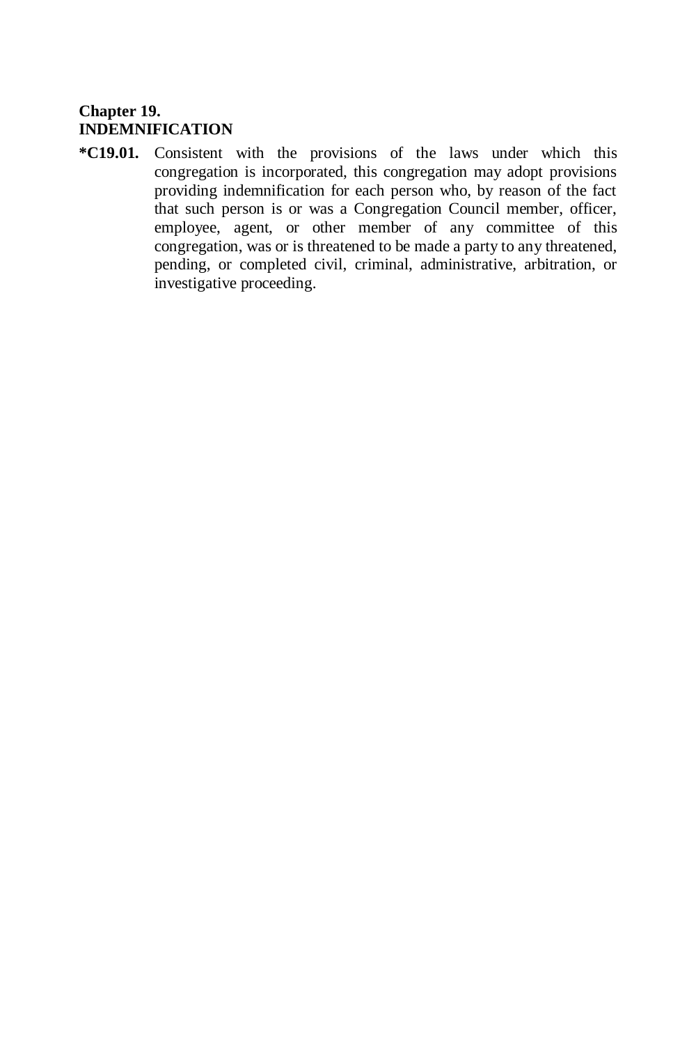## Chapter 19. INDEMNIFICATION

**\*C19.01.** Consistent with the provisions of the laws under which this congregation is incorporated, this congregation may adopt provisions providing indemnification for each person who, by reason of the fact that such person is or was a Congregation Council member, officer, employee, agent, or other member of any committee of this congregation, was or is threatened to be made a party to any threatened, pending, or completed civil, criminal, administrative, arbitration, or investigative proceeding.